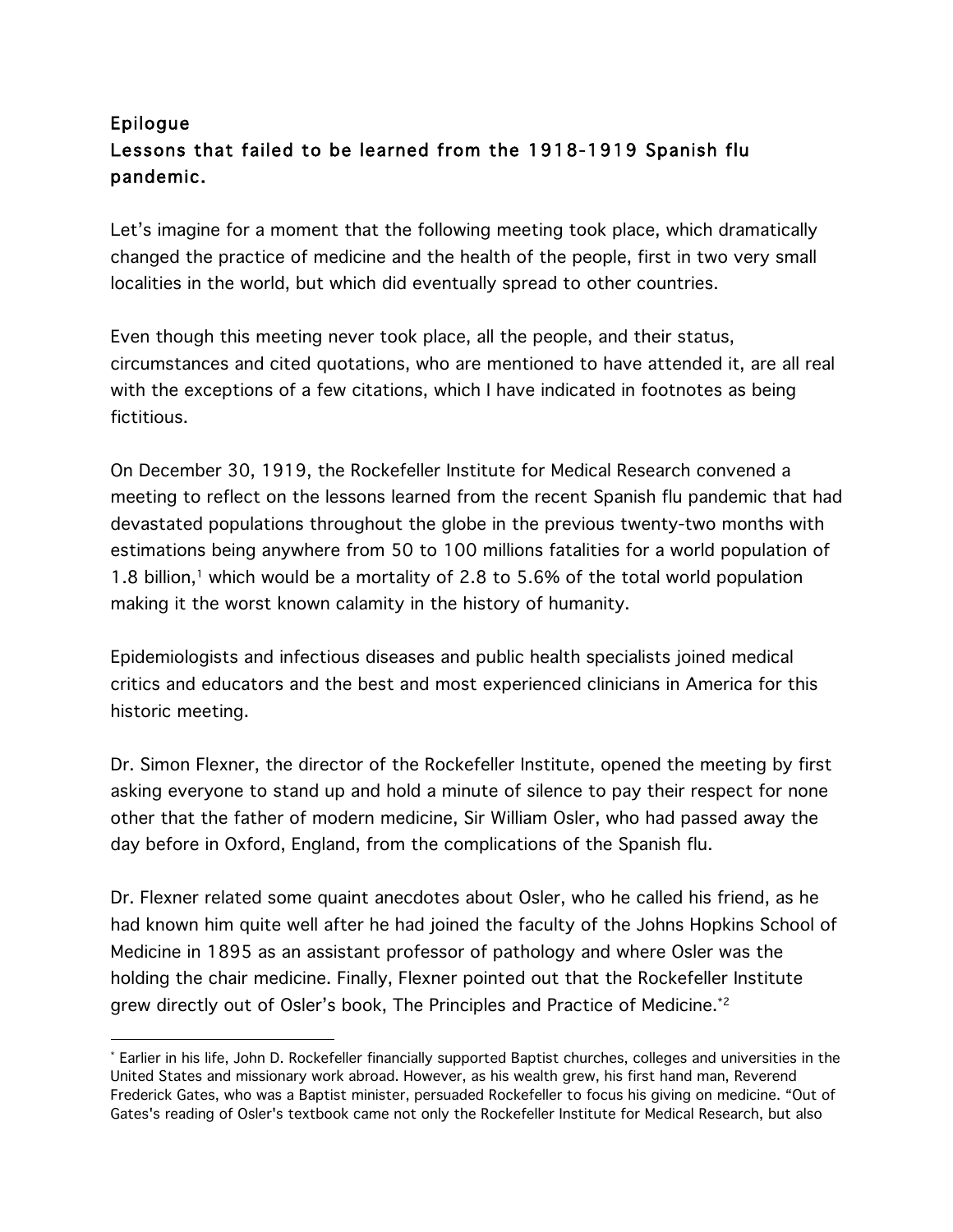## Epilogue
## Lessons that failed to be learned from the 1918-1919 Spanish flu pandemic.

Let's imagine for a moment that the following meeting took place, which dramatically changed the practice of medicine and the health of the people, first in two very small localities in the world, but which did eventually spread to other countries.

Even though this meeting never took place, all the people, and their status, circumstances and cited quotations, who are mentioned to have attended it, are all real with the exceptions of a few citations, which I have indicated in footnotes as being fictitious.

On December 30, 1919, the Rockefeller Institute for Medical Research convened a meeting to reflect on the lessons learned from the recent Spanish flu pandemic that had devastated populations throughout the globe in the previous twenty-two months with estimations being anywhere from 50 to 100 millions fatalities for a world population of 1.8 billion,[1] which would be a mortality of 2.8 to 5.6% of the total world population making it the worst known calamity in the history of humanity.

Epidemiologists and infectious diseases and public health specialists joined medical critics and educators and the best and most experienced clinicians in America for this historic meeting.

Dr. Simon Flexner, the director of the Rockefeller Institute, opened the meeting by first asking everyone to stand up and hold a minute of silence to pay their respect for none other that the father of modern medicine, Sir William Osler, who had passed away the day before in Oxford, England, from the complications of the Spanish flu.

Dr. Flexner related some quaint anecdotes about Osler, who he called his friend, as he had known him quite well after he had joined the faculty of the Johns Hopkins School of Medicine in 1895 as an assistant professor of pathology and where Osler was the holding the chair medicine. Finally, Flexner pointed out that the Rockefeller Institute grew directly out of Osler's book, The Principles and Practice of Medicine.[*2]

---

[*] Earlier in his life, John D. Rockefeller financially supported Baptist churches, colleges and universities in the United States and missionary work abroad. However, as his wealth grew, his first hand man, Reverend Frederick Gates, who was a Baptist minister, persuaded Rockefeller to focus his giving on medicine. "Out of Gates's reading of Osler's textbook came not only the Rockefeller Institute for Medical Research, but also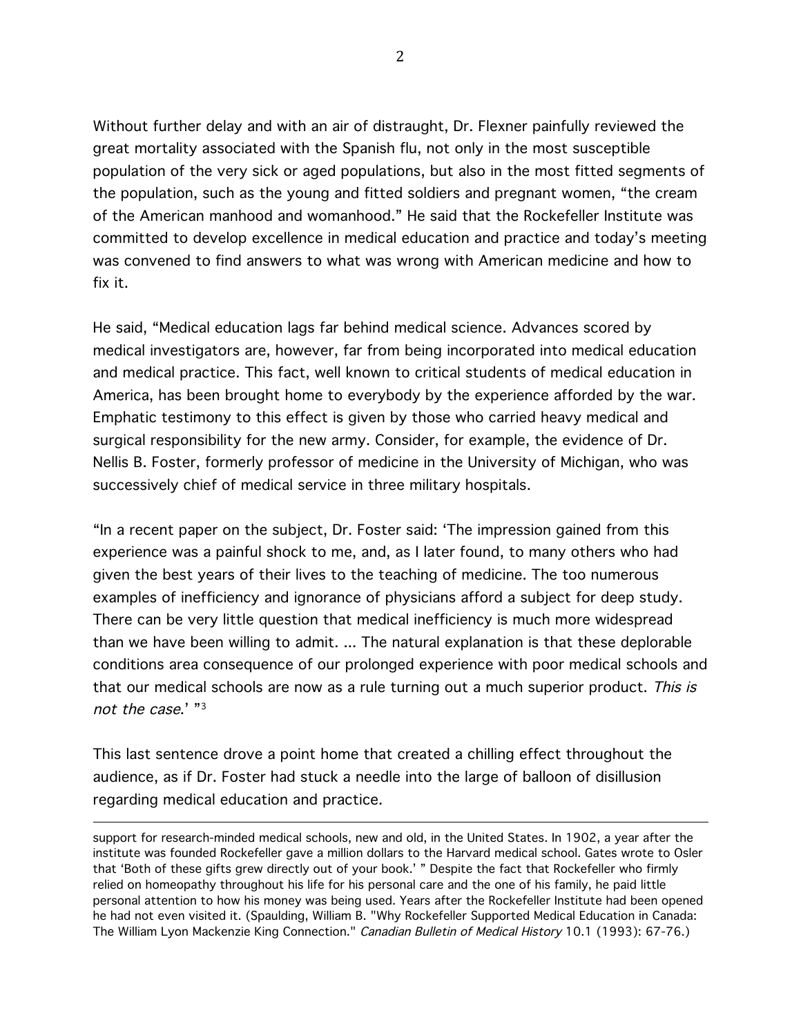Without further delay and with an air of distraught, Dr. Flexner painfully reviewed the great mortality associated with the Spanish flu, not only in the most susceptible population of the very sick or aged populations, but also in the most fitted segments of the population, such as the young and fitted soldiers and pregnant women, "the cream of the American manhood and womanhood." He said that the Rockefeller Institute was committed to develop excellence in medical education and practice and today's meeting was convened to find answers to what was wrong with American medicine and how to fix it.

He said, "Medical education lags far behind medical science. Advances scored by medical investigators are, however, far from being incorporated into medical education and medical practice. This fact, well known to critical students of medical education in America, has been brought home to everybody by the experience afforded by the war. Emphatic testimony to this effect is given by those who carried heavy medical and surgical responsibility for the new army. Consider, for example, the evidence of Dr. Nellis B. Foster, formerly professor of medicine in the University of Michigan, who was successively chief of medical service in three military hospitals.

"In a recent paper on the subject, Dr. Foster said: 'The impression gained from this experience was a painful shock to me, and, as I later found, to many others who had given the best years of their lives to the teaching of medicine. The too numerous examples of inefficiency and ignorance of physicians afford a subject for deep study. There can be very little question that medical inefficiency is much more widespread than we have been willing to admit. ... The natural explanation is that these deplorable conditions area consequence of our prolonged experience with poor medical schools and that our medical schools are now as a rule turning out a much superior product. *This is not the case*.' "[3]

This last sentence drove a point home that created a chilling effect throughout the audience, as if Dr. Foster had stuck a needle into the large of balloon of disillusion regarding medical education and practice.

---

support for research-minded medical schools, new and old, in the United States. In 1902, a year after the institute was founded Rockefeller gave a million dollars to the Harvard medical school. Gates wrote to Osler that 'Both of these gifts grew directly out of your book.' " Despite the fact that Rockefeller who firmly relied on homeopathy throughout his life for his personal care and the one of his family, he paid little personal attention to how his money was being used. Years after the Rockefeller Institute had been opened he had not even visited it. (Spaulding, William B. "Why Rockefeller Supported Medical Education in Canada: The William Lyon Mackenzie King Connection." *Canadian Bulletin of Medical History* 10.1 (1993): 67-76.)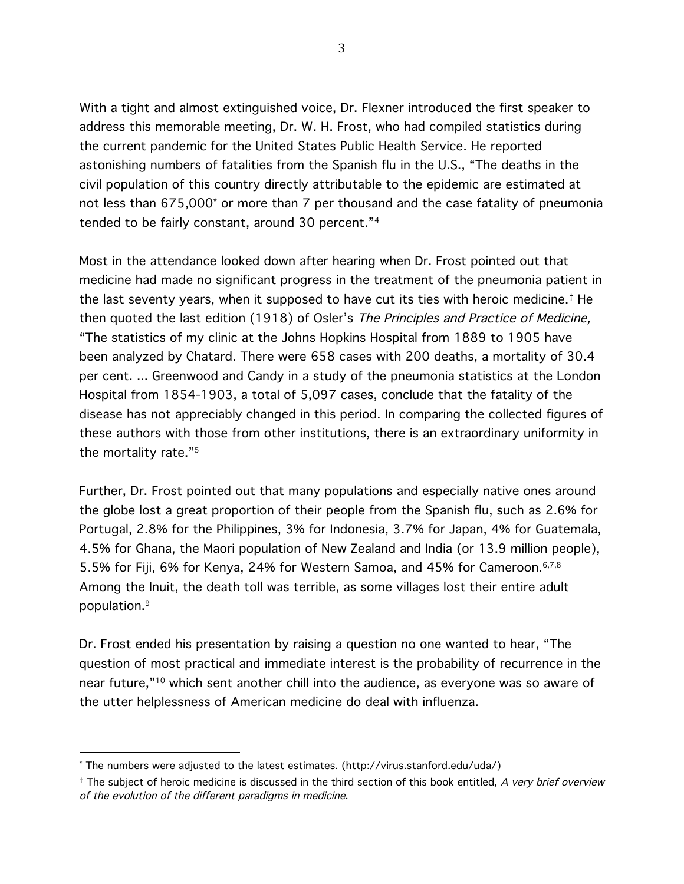With a tight and almost extinguished voice, Dr. Flexner introduced the first speaker to address this memorable meeting, Dr. W. H. Frost, who had compiled statistics during the current pandemic for the United States Public Health Service. He reported astonishing numbers of fatalities from the Spanish flu in the U.S., "The deaths in the civil population of this country directly attributable to the epidemic are estimated at not less than 675,000* or more than 7 per thousand and the case fatality of pneumonia tended to be fairly constant, around 30 percent."[4]

Most in the attendance looked down after hearing when Dr. Frost pointed out that medicine had made no significant progress in the treatment of the pneumonia patient in the last seventy years, when it supposed to have cut its ties with heroic medicine.† He then quoted the last edition (1918) of Osler's *The Principles and Practice of Medicine,* "The statistics of my clinic at the Johns Hopkins Hospital from 1889 to 1905 have been analyzed by Chatard. There were 658 cases with 200 deaths, a mortality of 30.4 per cent. ... Greenwood and Candy in a study of the pneumonia statistics at the London Hospital from 1854-1903, a total of 5,097 cases, conclude that the fatality of the disease has not appreciably changed in this period. In comparing the collected figures of these authors with those from other institutions, there is an extraordinary uniformity in the mortality rate."[5]

Further, Dr. Frost pointed out that many populations and especially native ones around the globe lost a great proportion of their people from the Spanish flu, such as 2.6% for Portugal, 2.8% for the Philippines, 3% for Indonesia, 3.7% for Japan, 4% for Guatemala, 4.5% for Ghana, the Maori population of New Zealand and India (or 13.9 million people), 5.5% for Fiji, 6% for Kenya, 24% for Western Samoa, and 45% for Cameroon.[6,7,8] Among the Inuit, the death toll was terrible, as some villages lost their entire adult population.[9]

Dr. Frost ended his presentation by raising a question no one wanted to hear, "The question of most practical and immediate interest is the probability of recurrence in the near future,"[10] which sent another chill into the audience, as everyone was so aware of the utter helplessness of American medicine do deal with influenza.

---

* The numbers were adjusted to the latest estimates. (http://virus.stanford.edu/uda/)

† The subject of heroic medicine is discussed in the third section of this book entitled, *A very brief overview of the evolution of the different paradigms in medicine*.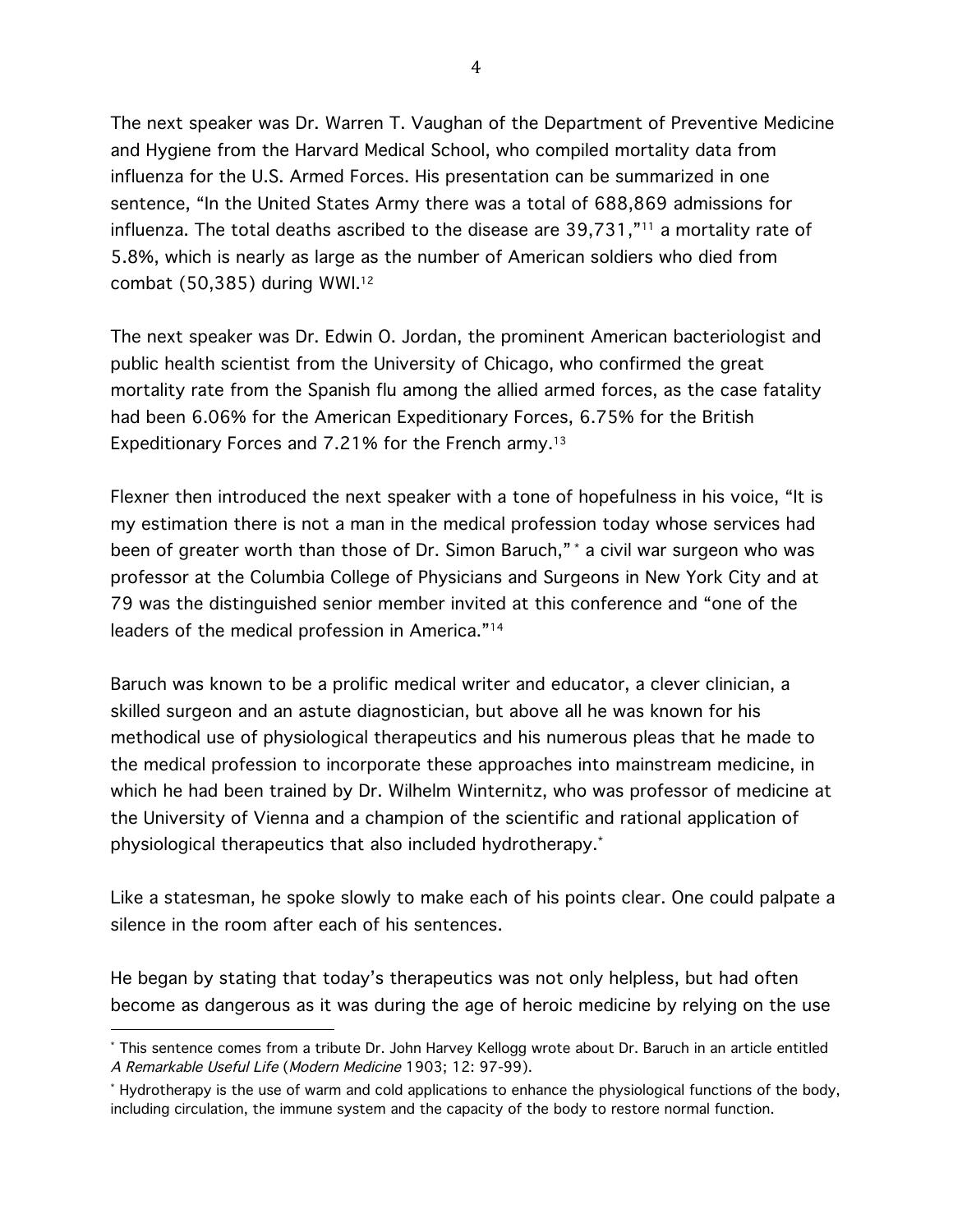The next speaker was Dr. Warren T. Vaughan of the Department of Preventive Medicine and Hygiene from the Harvard Medical School, who compiled mortality data from influenza for the U.S. Armed Forces. His presentation can be summarized in one sentence, "In the United States Army there was a total of 688,869 admissions for influenza. The total deaths ascribed to the disease are 39,731,"[11] a mortality rate of 5.8%, which is nearly as large as the number of American soldiers who died from combat (50,385) during WWI.[12]

The next speaker was Dr. Edwin O. Jordan, the prominent American bacteriologist and public health scientist from the University of Chicago, who confirmed the great mortality rate from the Spanish flu among the allied armed forces, as the case fatality had been 6.06% for the American Expeditionary Forces, 6.75% for the British Expeditionary Forces and 7.21% for the French army.[13]

Flexner then introduced the next speaker with a tone of hopefulness in his voice, "It is my estimation there is not a man in the medical profession today whose services had been of greater worth than those of Dr. Simon Baruch,"[*] a civil war surgeon who was professor at the Columbia College of Physicians and Surgeons in New York City and at 79 was the distinguished senior member invited at this conference and "one of the leaders of the medical profession in America."[14]

Baruch was known to be a prolific medical writer and educator, a clever clinician, a skilled surgeon and an astute diagnostician, but above all he was known for his methodical use of physiological therapeutics and his numerous pleas that he made to the medical profession to incorporate these approaches into mainstream medicine, in which he had been trained by Dr. Wilhelm Winternitz, who was professor of medicine at the University of Vienna and a champion of the scientific and rational application of physiological therapeutics that also included hydrotherapy.[*]

Like a statesman, he spoke slowly to make each of his points clear. One could palpate a silence in the room after each of his sentences.

He began by stating that today's therapeutics was not only helpless, but had often become as dangerous as it was during the age of heroic medicine by relying on the use

---

[*] This sentence comes from a tribute Dr. John Harvey Kellogg wrote about Dr. Baruch in an article entitled *A Remarkable Useful Life* (*Modern Medicine* 1903; 12: 97-99).

[*] Hydrotherapy is the use of warm and cold applications to enhance the physiological functions of the body, including circulation, the immune system and the capacity of the body to restore normal function.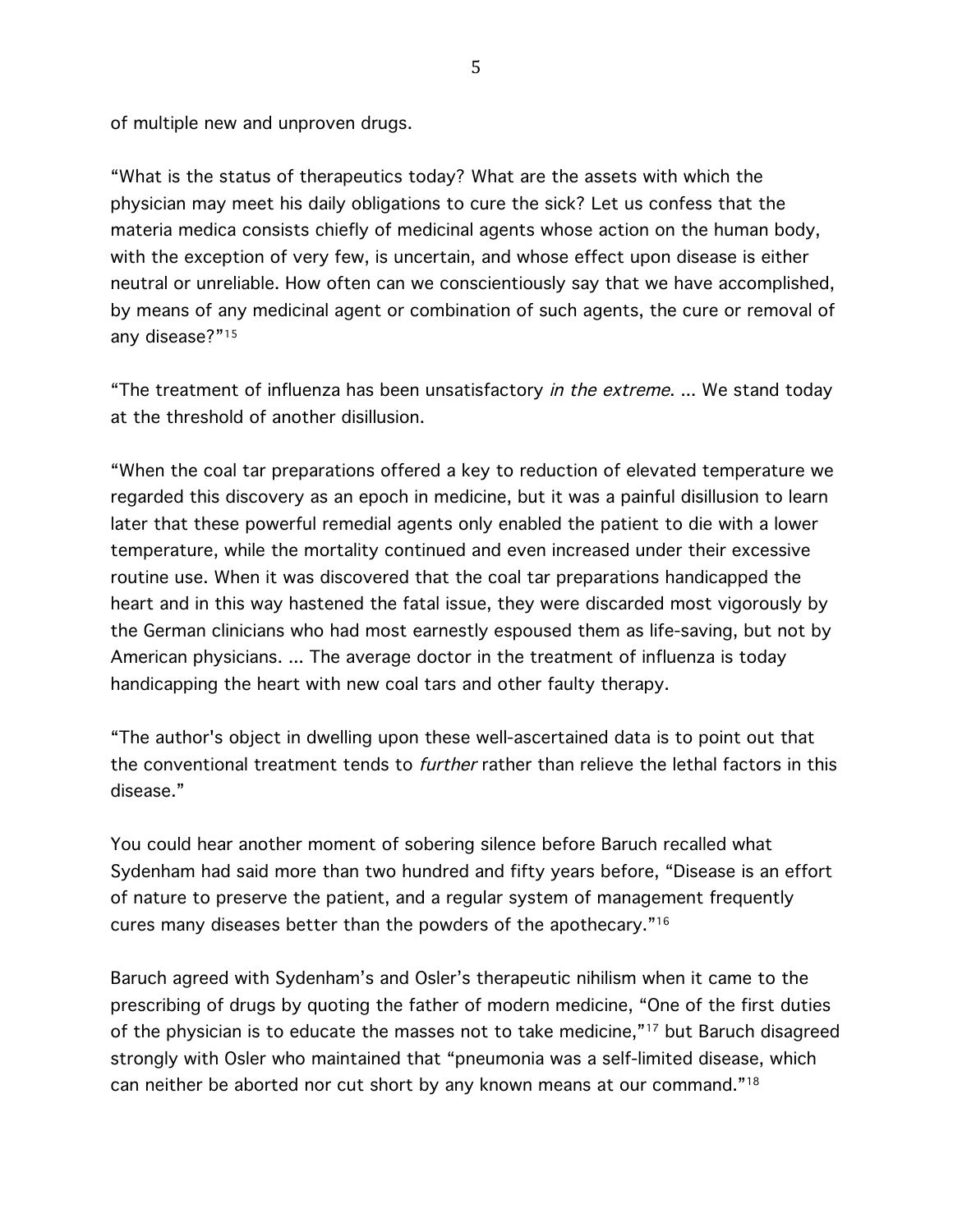of multiple new and unproven drugs.

“What is the status of therapeutics today? What are the assets with which the physician may meet his daily obligations to cure the sick? Let us confess that the materia medica consists chiefly of medicinal agents whose action on the human body, with the exception of very few, is uncertain, and whose effect upon disease is either neutral or unreliable. How often can we conscientiously say that we have accomplished, by means of any medicinal agent or combination of such agents, the cure or removal of any disease?”[15]

“The treatment of influenza has been unsatisfactory *in the extreme*. ... We stand today at the threshold of another disillusion.

“When the coal tar preparations offered a key to reduction of elevated temperature we regarded this discovery as an epoch in medicine, but it was a painful disillusion to learn later that these powerful remedial agents only enabled the patient to die with a lower temperature, while the mortality continued and even increased under their excessive routine use. When it was discovered that the coal tar preparations handicapped the heart and in this way hastened the fatal issue, they were discarded most vigorously by the German clinicians who had most earnestly espoused them as life-saving, but not by American physicians. ... The average doctor in the treatment of influenza is today handicapping the heart with new coal tars and other faulty therapy.

“The author's object in dwelling upon these well-ascertained data is to point out that the conventional treatment tends to *further* rather than relieve the lethal factors in this disease.”

You could hear another moment of sobering silence before Baruch recalled what Sydenham had said more than two hundred and fifty years before, “Disease is an effort of nature to preserve the patient, and a regular system of management frequently cures many diseases better than the powders of the apothecary.”[16]

Baruch agreed with Sydenham’s and Osler’s therapeutic nihilism when it came to the prescribing of drugs by quoting the father of modern medicine, “One of the first duties of the physician is to educate the masses not to take medicine,”[17] but Baruch disagreed strongly with Osler who maintained that “pneumonia was a self-limited disease, which can neither be aborted nor cut short by any known means at our command.”[18]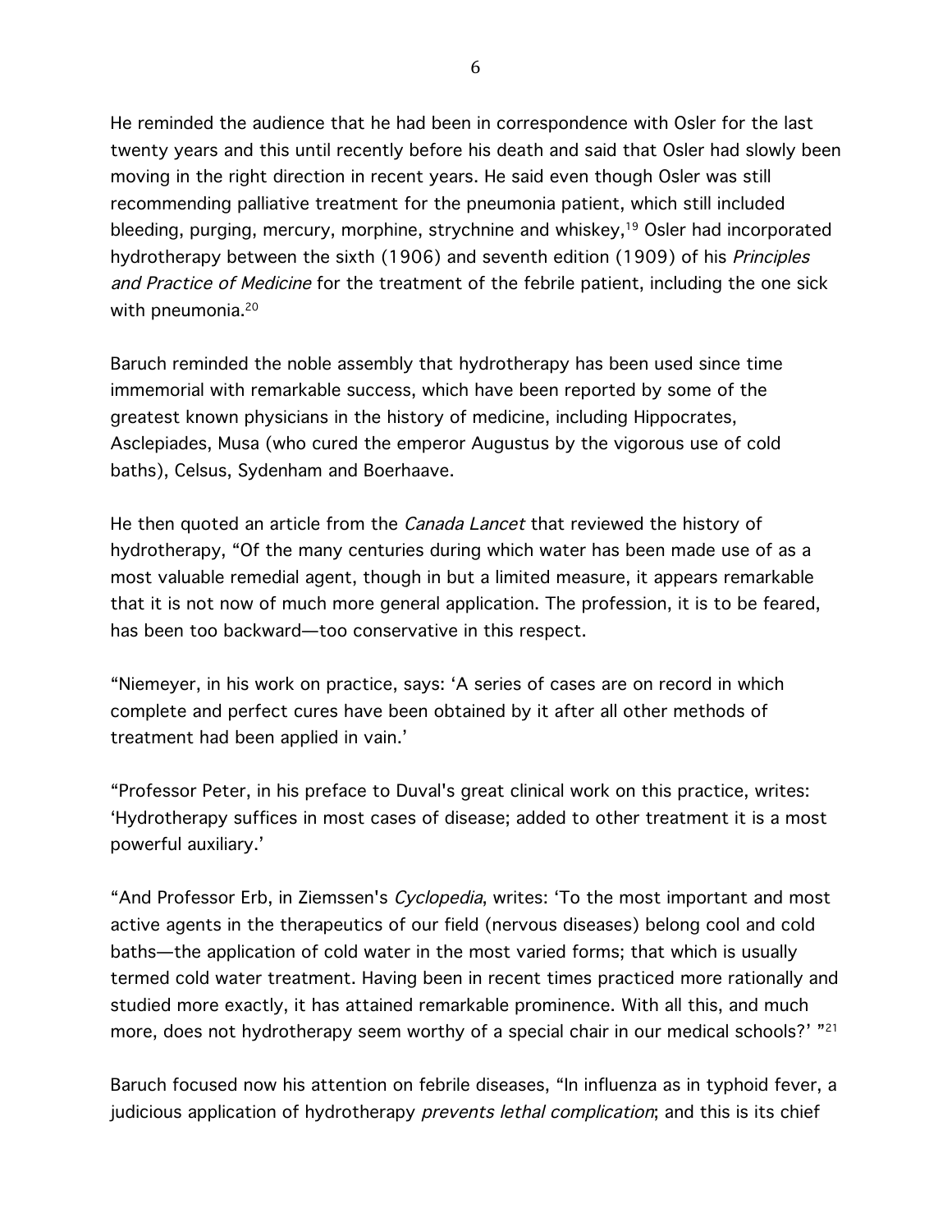He reminded the audience that he had been in correspondence with Osler for the last twenty years and this until recently before his death and said that Osler had slowly been moving in the right direction in recent years. He said even though Osler was still recommending palliative treatment for the pneumonia patient, which still included bleeding, purging, mercury, morphine, strychnine and whiskey,[19] Osler had incorporated hydrotherapy between the sixth (1906) and seventh edition (1909) of his *Principles and Practice of Medicine* for the treatment of the febrile patient, including the one sick with pneumonia.[20]

Baruch reminded the noble assembly that hydrotherapy has been used since time immemorial with remarkable success, which have been reported by some of the greatest known physicians in the history of medicine, including Hippocrates, Asclepiades, Musa (who cured the emperor Augustus by the vigorous use of cold baths), Celsus, Sydenham and Boerhaave.

He then quoted an article from the *Canada Lancet* that reviewed the history of hydrotherapy, "Of the many centuries during which water has been made use of as a most valuable remedial agent, though in but a limited measure, it appears remarkable that it is not now of much more general application. The profession, it is to be feared, has been too backward—too conservative in this respect.

"Niemeyer, in his work on practice, says: 'A series of cases are on record in which complete and perfect cures have been obtained by it after all other methods of treatment had been applied in vain.'

"Professor Peter, in his preface to Duval's great clinical work on this practice, writes: 'Hydrotherapy suffices in most cases of disease; added to other treatment it is a most powerful auxiliary.'

"And Professor Erb, in Ziemssen's *Cyclopedia*, writes: 'To the most important and most active agents in the therapeutics of our field (nervous diseases) belong cool and cold baths—the application of cold water in the most varied forms; that which is usually termed cold water treatment. Having been in recent times practiced more rationally and studied more exactly, it has attained remarkable prominence. With all this, and much more, does not hydrotherapy seem worthy of a special chair in our medical schools?' "[21]

Baruch focused now his attention on febrile diseases, "In influenza as in typhoid fever, a judicious application of hydrotherapy *prevents lethal complication*; and this is its chief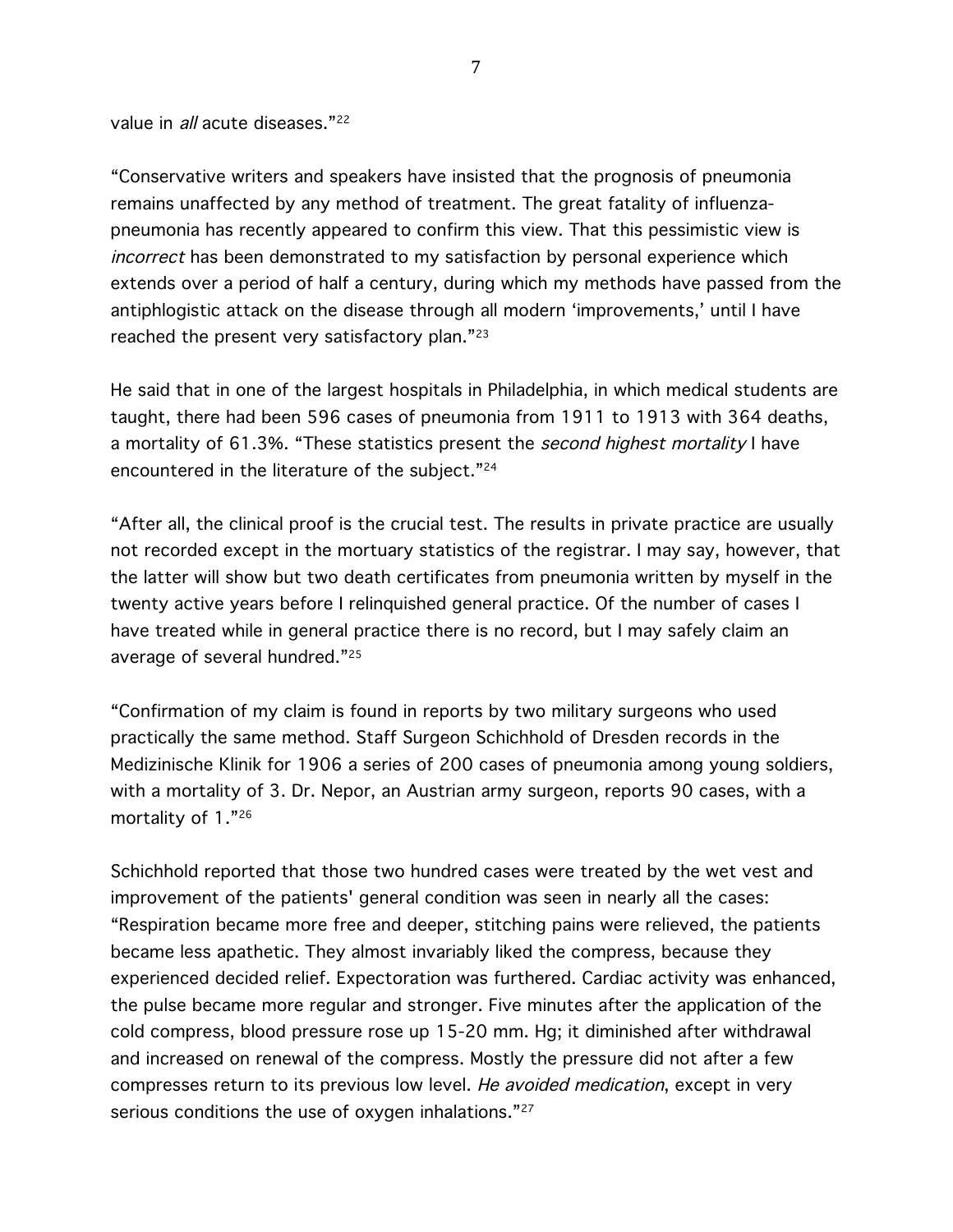value in *all* acute diseases."[22]

"Conservative writers and speakers have insisted that the prognosis of pneumonia remains unaffected by any method of treatment. The great fatality of influenza-pneumonia has recently appeared to confirm this view. That this pessimistic view is *incorrect* has been demonstrated to my satisfaction by personal experience which extends over a period of half a century, during which my methods have passed from the antiphlogistic attack on the disease through all modern 'improvements,' until I have reached the present very satisfactory plan."[23]

He said that in one of the largest hospitals in Philadelphia, in which medical students are taught, there had been 596 cases of pneumonia from 1911 to 1913 with 364 deaths, a mortality of 61.3%. "These statistics present the *second highest mortality* I have encountered in the literature of the subject."[24]

"After all, the clinical proof is the crucial test. The results in private practice are usually not recorded except in the mortuary statistics of the registrar. I may say, however, that the latter will show but two death certificates from pneumonia written by myself in the twenty active years before I relinquished general practice. Of the number of cases I have treated while in general practice there is no record, but I may safely claim an average of several hundred."[25]

"Confirmation of my claim is found in reports by two military surgeons who used practically the same method. Staff Surgeon Schichhold of Dresden records in the Medizinische Klinik for 1906 a series of 200 cases of pneumonia among young soldiers, with a mortality of 3. Dr. Nepor, an Austrian army surgeon, reports 90 cases, with a mortality of 1."[26]

Schichhold reported that those two hundred cases were treated by the wet vest and improvement of the patients' general condition was seen in nearly all the cases: "Respiration became more free and deeper, stitching pains were relieved, the patients became less apathetic. They almost invariably liked the compress, because they experienced decided relief. Expectoration was furthered. Cardiac activity was enhanced, the pulse became more regular and stronger. Five minutes after the application of the cold compress, blood pressure rose up 15-20 mm. Hg; it diminished after withdrawal and increased on renewal of the compress. Mostly the pressure did not after a few compresses return to its previous low level. *He avoided medication*, except in very serious conditions the use of oxygen inhalations."[27]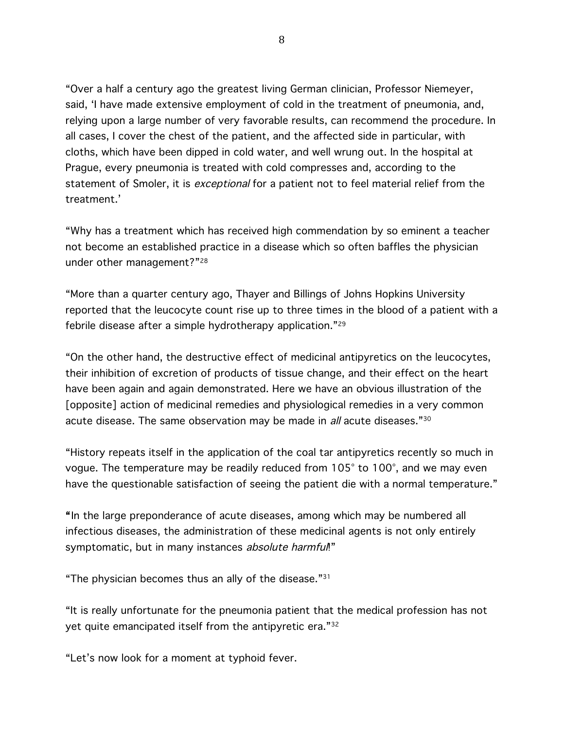"Over a half a century ago the greatest living German clinician, Professor Niemeyer, said, 'I have made extensive employment of cold in the treatment of pneumonia, and, relying upon a large number of very favorable results, can recommend the procedure. In all cases, I cover the chest of the patient, and the affected side in particular, with cloths, which have been dipped in cold water, and well wrung out. In the hospital at Prague, every pneumonia is treated with cold compresses and, according to the statement of Smoler, it is *exceptional* for a patient not to feel material relief from the treatment.'

"Why has a treatment which has received high commendation by so eminent a teacher not become an established practice in a disease which so often baffles the physician under other management?"[28]

"More than a quarter century ago, Thayer and Billings of Johns Hopkins University reported that the leucocyte count rise up to three times in the blood of a patient with a febrile disease after a simple hydrotherapy application."[29]

"On the other hand, the destructive effect of medicinal antipyretics on the leucocytes, their inhibition of excretion of products of tissue change, and their effect on the heart have been again and again demonstrated. Here we have an obvious illustration of the [opposite] action of medicinal remedies and physiological remedies in a very common acute disease. The same observation may be made in *all* acute diseases."[30]

"History repeats itself in the application of the coal tar antipyretics recently so much in vogue. The temperature may be readily reduced from 105° to 100°, and we may even have the questionable satisfaction of seeing the patient die with a normal temperature."

**"**In the large preponderance of acute diseases, among which may be numbered all infectious diseases, the administration of these medicinal agents is not only entirely symptomatic, but in many instances *absolute harmful*!"

"The physician becomes thus an ally of the disease."[31]

"It is really unfortunate for the pneumonia patient that the medical profession has not yet quite emancipated itself from the antipyretic era."[32]

"Let's now look for a moment at typhoid fever.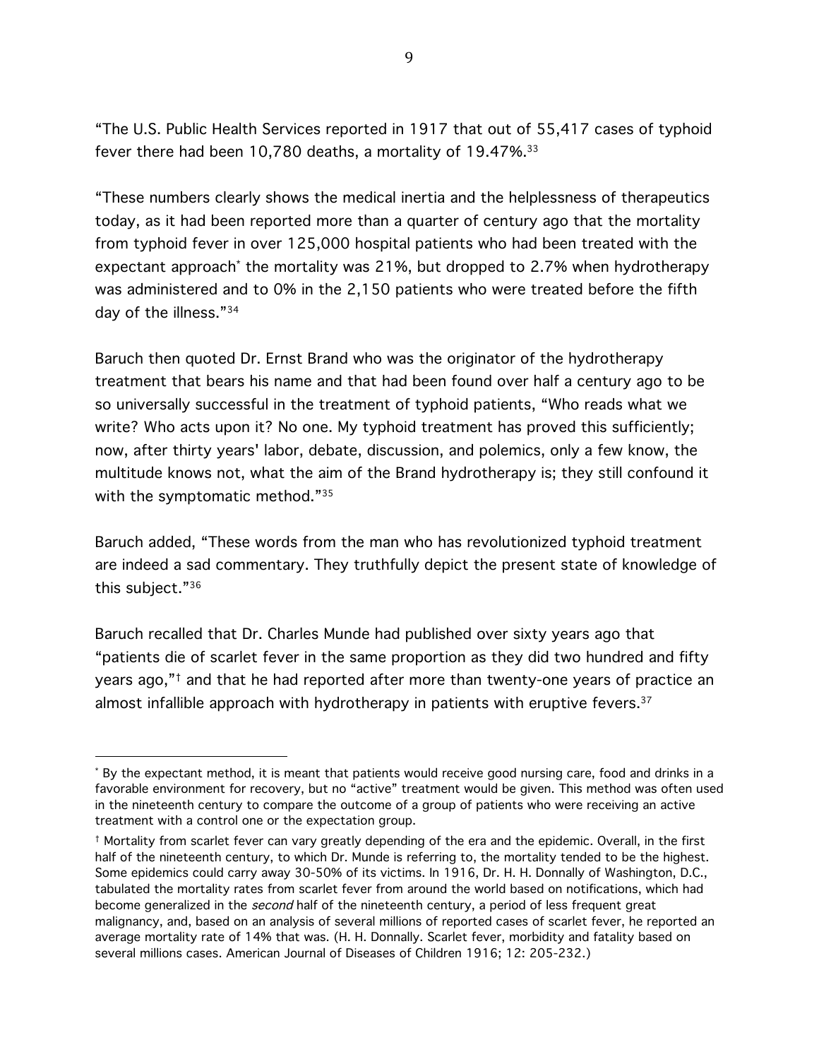"The U.S. Public Health Services reported in 1917 that out of 55,417 cases of typhoid fever there had been 10,780 deaths, a mortality of 19.47%.[33]

"These numbers clearly shows the medical inertia and the helplessness of therapeutics today, as it had been reported more than a quarter of century ago that the mortality from typhoid fever in over 125,000 hospital patients who had been treated with the expectant approach[*] the mortality was 21%, but dropped to 2.7% when hydrotherapy was administered and to 0% in the 2,150 patients who were treated before the fifth day of the illness."[34]

Baruch then quoted Dr. Ernst Brand who was the originator of the hydrotherapy treatment that bears his name and that had been found over half a century ago to be so universally successful in the treatment of typhoid patients, "Who reads what we write? Who acts upon it? No one. My typhoid treatment has proved this sufficiently; now, after thirty years' labor, debate, discussion, and polemics, only a few know, the multitude knows not, what the aim of the Brand hydrotherapy is; they still confound it with the symptomatic method."[35]

Baruch added, "These words from the man who has revolutionized typhoid treatment are indeed a sad commentary. They truthfully depict the present state of knowledge of this subject."[36]

Baruch recalled that Dr. Charles Munde had published over sixty years ago that "patients die of scarlet fever in the same proportion as they did two hundred and fifty years ago,"[†] and that he had reported after more than twenty-one years of practice an almost infallible approach with hydrotherapy in patients with eruptive fevers.[37]

---

[*] By the expectant method, it is meant that patients would receive good nursing care, food and drinks in a favorable environment for recovery, but no "active" treatment would be given. This method was often used in the nineteenth century to compare the outcome of a group of patients who were receiving an active treatment with a control one or the expectation group.

[†] Mortality from scarlet fever can vary greatly depending of the era and the epidemic. Overall, in the first half of the nineteenth century, to which Dr. Munde is referring to, the mortality tended to be the highest. Some epidemics could carry away 30-50% of its victims. In 1916, Dr. H. H. Donnally of Washington, D.C., tabulated the mortality rates from scarlet fever from around the world based on notifications, which had become generalized in the *second* half of the nineteenth century, a period of less frequent great malignancy, and, based on an analysis of several millions of reported cases of scarlet fever, he reported an average mortality rate of 14% that was. (H. H. Donnally. Scarlet fever, morbidity and fatality based on several millions cases. American Journal of Diseases of Children 1916; 12: 205-232.)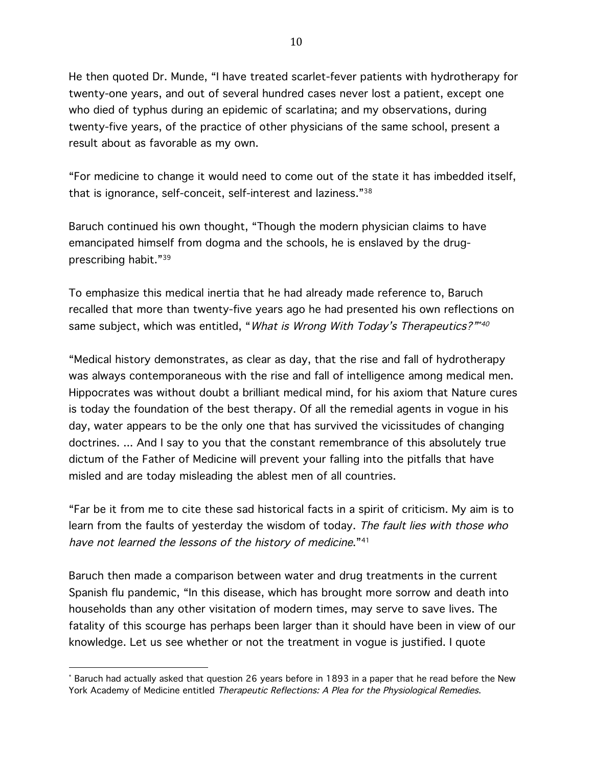He then quoted Dr. Munde, "I have treated scarlet-fever patients with hydrotherapy for twenty-one years, and out of several hundred cases never lost a patient, except one who died of typhus during an epidemic of scarlatina; and my observations, during twenty-five years, of the practice of other physicians of the same school, present a result about as favorable as my own.

"For medicine to change it would need to come out of the state it has imbedded itself, that is ignorance, self-conceit, self-interest and laziness."[38]

Baruch continued his own thought, "Though the modern physician claims to have emancipated himself from dogma and the schools, he is enslaved by the drug-prescribing habit."[39]

To emphasize this medical inertia that he had already made reference to, Baruch recalled that more than twenty-five years ago he had presented his own reflections on same subject, which was entitled, "*What is Wrong With Today's Therapeutics?*"[*40]

"Medical history demonstrates, as clear as day, that the rise and fall of hydrotherapy was always contemporaneous with the rise and fall of intelligence among medical men. Hippocrates was without doubt a brilliant medical mind, for his axiom that Nature cures is today the foundation of the best therapy. Of all the remedial agents in vogue in his day, water appears to be the only one that has survived the vicissitudes of changing doctrines. ... And I say to you that the constant remembrance of this absolutely true dictum of the Father of Medicine will prevent your falling into the pitfalls that have misled and are today misleading the ablest men of all countries.

"Far be it from me to cite these sad historical facts in a spirit of criticism. My aim is to learn from the faults of yesterday the wisdom of today. *The fault lies with those who have not learned the lessons of the history of medicine*."[41]

Baruch then made a comparison between water and drug treatments in the current Spanish flu pandemic, "In this disease, which has brought more sorrow and death into households than any other visitation of modern times, may serve to save lives. The fatality of this scourge has perhaps been larger than it should have been in view of our knowledge. Let us see whether or not the treatment in vogue is justified. I quote

---

[*] Baruch had actually asked that question 26 years before in 1893 in a paper that he read before the New York Academy of Medicine entitled *Therapeutic Reflections: A Plea for the Physiological Remedies*.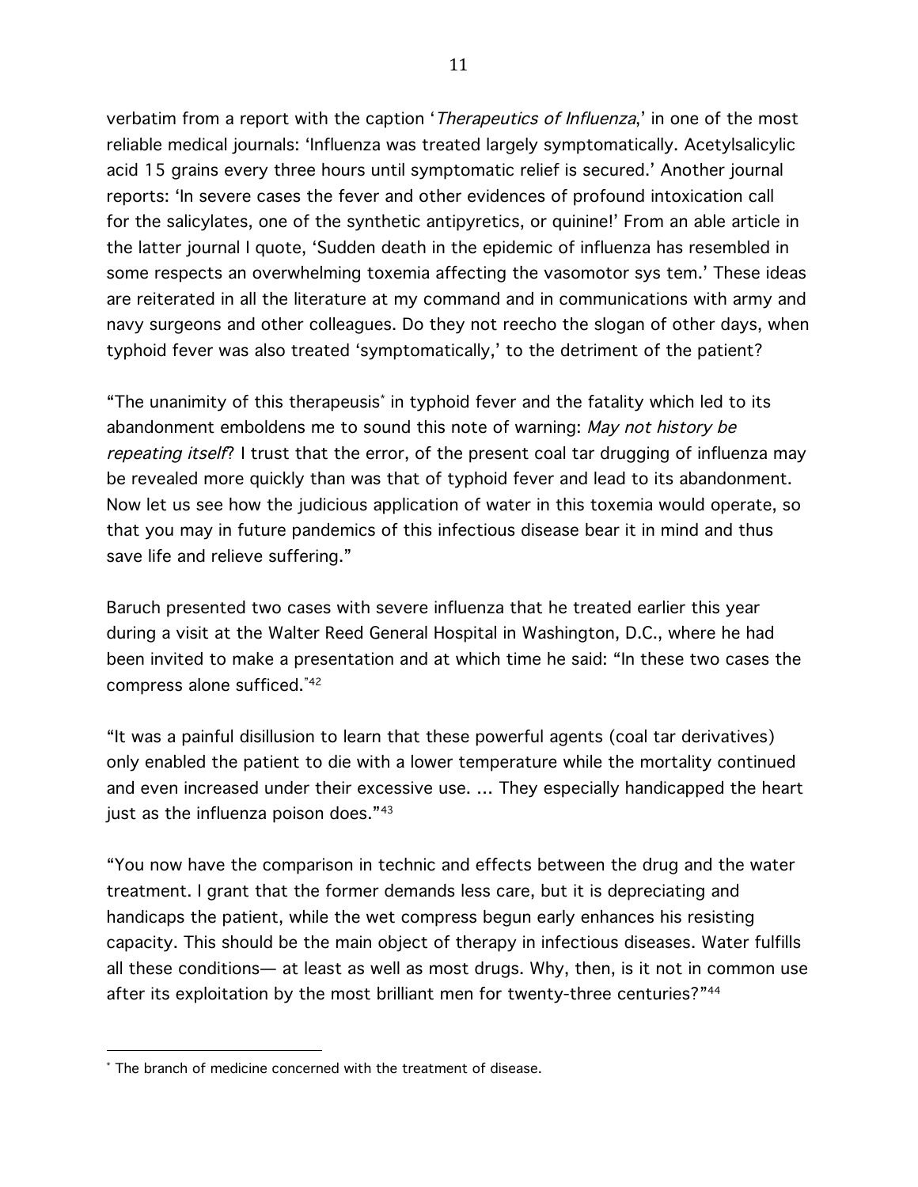verbatim from a report with the caption '*Therapeutics of Influenza*,' in one of the most reliable medical journals: 'Influenza was treated largely symptomatically. Acetylsalicylic acid 15 grains every three hours until symptomatic relief is secured.' Another journal reports: 'In severe cases the fever and other evidences of profound intoxication call for the salicylates, one of the synthetic antipyretics, or quinine!' From an able article in the latter journal I quote, 'Sudden death in the epidemic of influenza has resembled in some respects an overwhelming toxemia affecting the vasomotor sys tem.' These ideas are reiterated in all the literature at my command and in communications with army and navy surgeons and other colleagues. Do they not reecho the slogan of other days, when typhoid fever was also treated 'symptomatically,' to the detriment of the patient?

"The unanimity of this therapeusis* in typhoid fever and the fatality which led to its abandonment emboldens me to sound this note of warning: *May not history be repeating itself*? I trust that the error, of the present coal tar drugging of influenza may be revealed more quickly than was that of typhoid fever and lead to its abandonment. Now let us see how the judicious application of water in this toxemia would operate, so that you may in future pandemics of this infectious disease bear it in mind and thus save life and relieve suffering."

Baruch presented two cases with severe influenza that he treated earlier this year during a visit at the Walter Reed General Hospital in Washington, D.C., where he had been invited to make a presentation and at which time he said: "In these two cases the compress alone sufficed."[42]

"It was a painful disillusion to learn that these powerful agents (coal tar derivatives) only enabled the patient to die with a lower temperature while the mortality continued and even increased under their excessive use. ... They especially handicapped the heart just as the influenza poison does."[43]

"You now have the comparison in technic and effects between the drug and the water treatment. I grant that the former demands less care, but it is depreciating and handicaps the patient, while the wet compress begun early enhances his resisting capacity. This should be the main object of therapy in infectious diseases. Water fulfills all these conditions— at least as well as most drugs. Why, then, is it not in common use after its exploitation by the most brilliant men for twenty-three centuries?"[44]

---

* The branch of medicine concerned with the treatment of disease.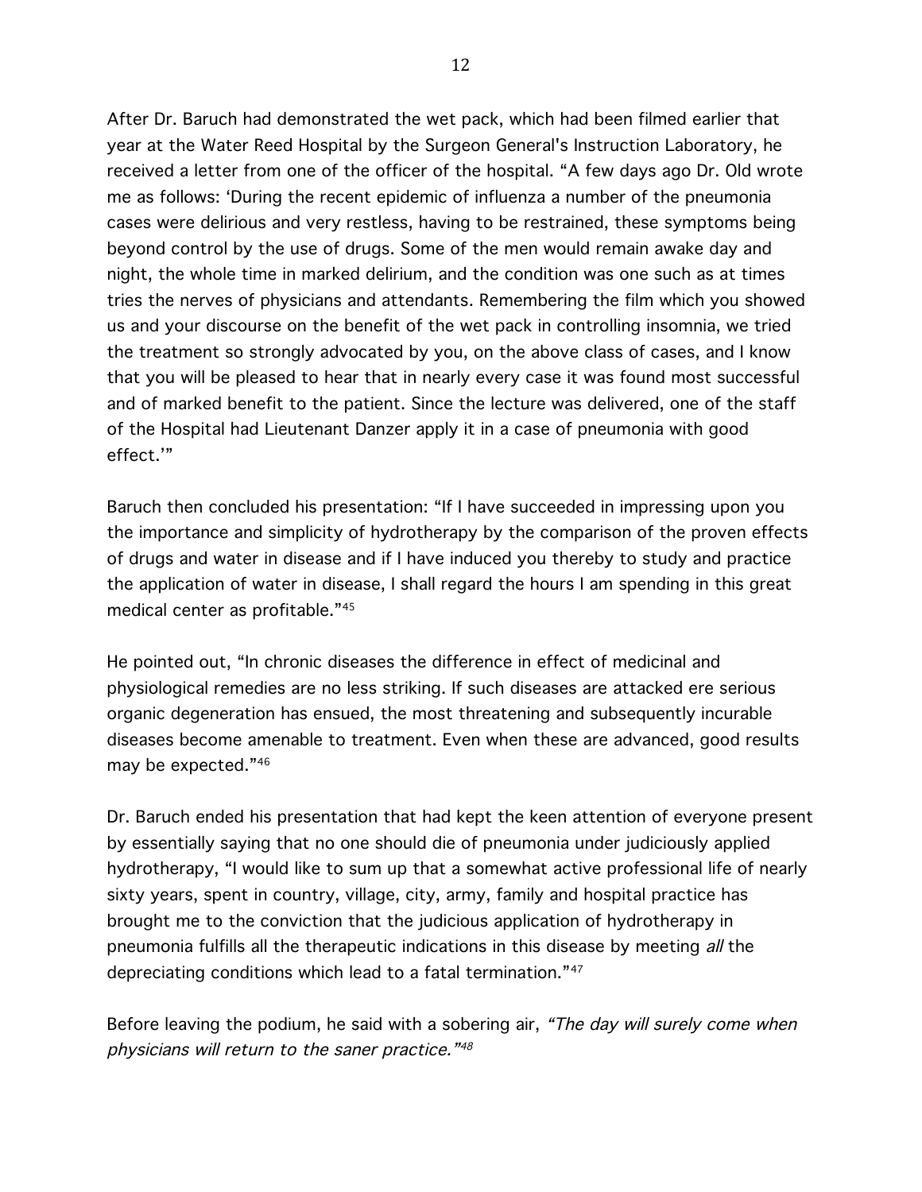After Dr. Baruch had demonstrated the wet pack, which had been filmed earlier that year at the Water Reed Hospital by the Surgeon General's Instruction Laboratory, he received a letter from one of the officer of the hospital. "A few days ago Dr. Old wrote me as follows: 'During the recent epidemic of influenza a number of the pneumonia cases were delirious and very restless, having to be restrained, these symptoms being beyond control by the use of drugs. Some of the men would remain awake day and night, the whole time in marked delirium, and the condition was one such as at times tries the nerves of physicians and attendants. Remembering the film which you showed us and your discourse on the benefit of the wet pack in controlling insomnia, we tried the treatment so strongly advocated by you, on the above class of cases, and I know that you will be pleased to hear that in nearly every case it was found most successful and of marked benefit to the patient. Since the lecture was delivered, one of the staff of the Hospital had Lieutenant Danzer apply it in a case of pneumonia with good effect.'"

Baruch then concluded his presentation: "If I have succeeded in impressing upon you the importance and simplicity of hydrotherapy by the comparison of the proven effects of drugs and water in disease and if I have induced you thereby to study and practice the application of water in disease, I shall regard the hours I am spending in this great medical center as profitable."[45]

He pointed out, "In chronic diseases the difference in effect of medicinal and physiological remedies are no less striking. If such diseases are attacked ere serious organic degeneration has ensued, the most threatening and subsequently incurable diseases become amenable to treatment. Even when these are advanced, good results may be expected."[46]

Dr. Baruch ended his presentation that had kept the keen attention of everyone present by essentially saying that no one should die of pneumonia under judiciously applied hydrotherapy, "I would like to sum up that a somewhat active professional life of nearly sixty years, spent in country, village, city, army, family and hospital practice has brought me to the conviction that the judicious application of hydrotherapy in pneumonia fulfills all the therapeutic indications in this disease by meeting *all* the depreciating conditions which lead to a fatal termination."[47]

Before leaving the podium, he said with a sobering air, *"The day will surely come when physicians will return to the saner practice."*[48]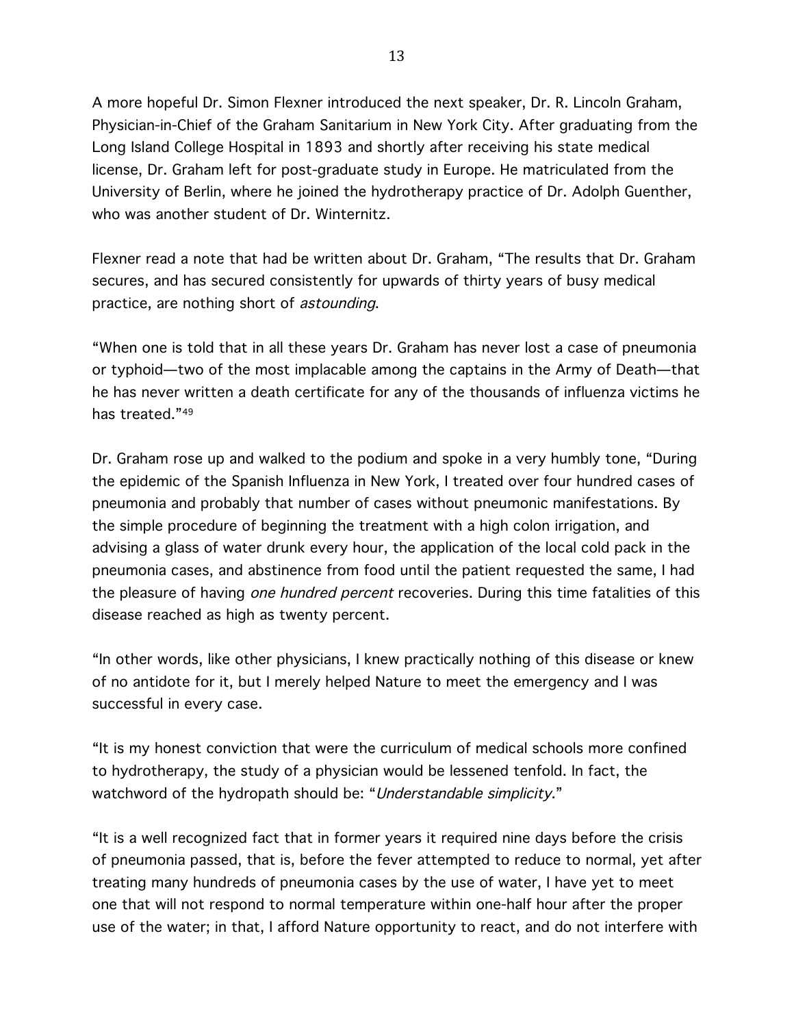A more hopeful Dr. Simon Flexner introduced the next speaker, Dr. R. Lincoln Graham, Physician-in-Chief of the Graham Sanitarium in New York City. After graduating from the Long Island College Hospital in 1893 and shortly after receiving his state medical license, Dr. Graham left for post-graduate study in Europe. He matriculated from the University of Berlin, where he joined the hydrotherapy practice of Dr. Adolph Guenther, who was another student of Dr. Winternitz.

Flexner read a note that had be written about Dr. Graham, "The results that Dr. Graham secures, and has secured consistently for upwards of thirty years of busy medical practice, are nothing short of *astounding*.

"When one is told that in all these years Dr. Graham has never lost a case of pneumonia or typhoid—two of the most implacable among the captains in the Army of Death—that he has never written a death certificate for any of the thousands of influenza victims he has treated."[49]

Dr. Graham rose up and walked to the podium and spoke in a very humbly tone, "During the epidemic of the Spanish Influenza in New York, I treated over four hundred cases of pneumonia and probably that number of cases without pneumonic manifestations. By the simple procedure of beginning the treatment with a high colon irrigation, and advising a glass of water drunk every hour, the application of the local cold pack in the pneumonia cases, and abstinence from food until the patient requested the same, I had the pleasure of having *one hundred percent* recoveries. During this time fatalities of this disease reached as high as twenty percent.

"In other words, like other physicians, I knew practically nothing of this disease or knew of no antidote for it, but I merely helped Nature to meet the emergency and I was successful in every case.

"It is my honest conviction that were the curriculum of medical schools more confined to hydrotherapy, the study of a physician would be lessened tenfold. In fact, the watchword of the hydropath should be: "*Understandable simplicity*."

"It is a well recognized fact that in former years it required nine days before the crisis of pneumonia passed, that is, before the fever attempted to reduce to normal, yet after treating many hundreds of pneumonia cases by the use of water, I have yet to meet one that will not respond to normal temperature within one-half hour after the proper use of the water; in that, I afford Nature opportunity to react, and do not interfere with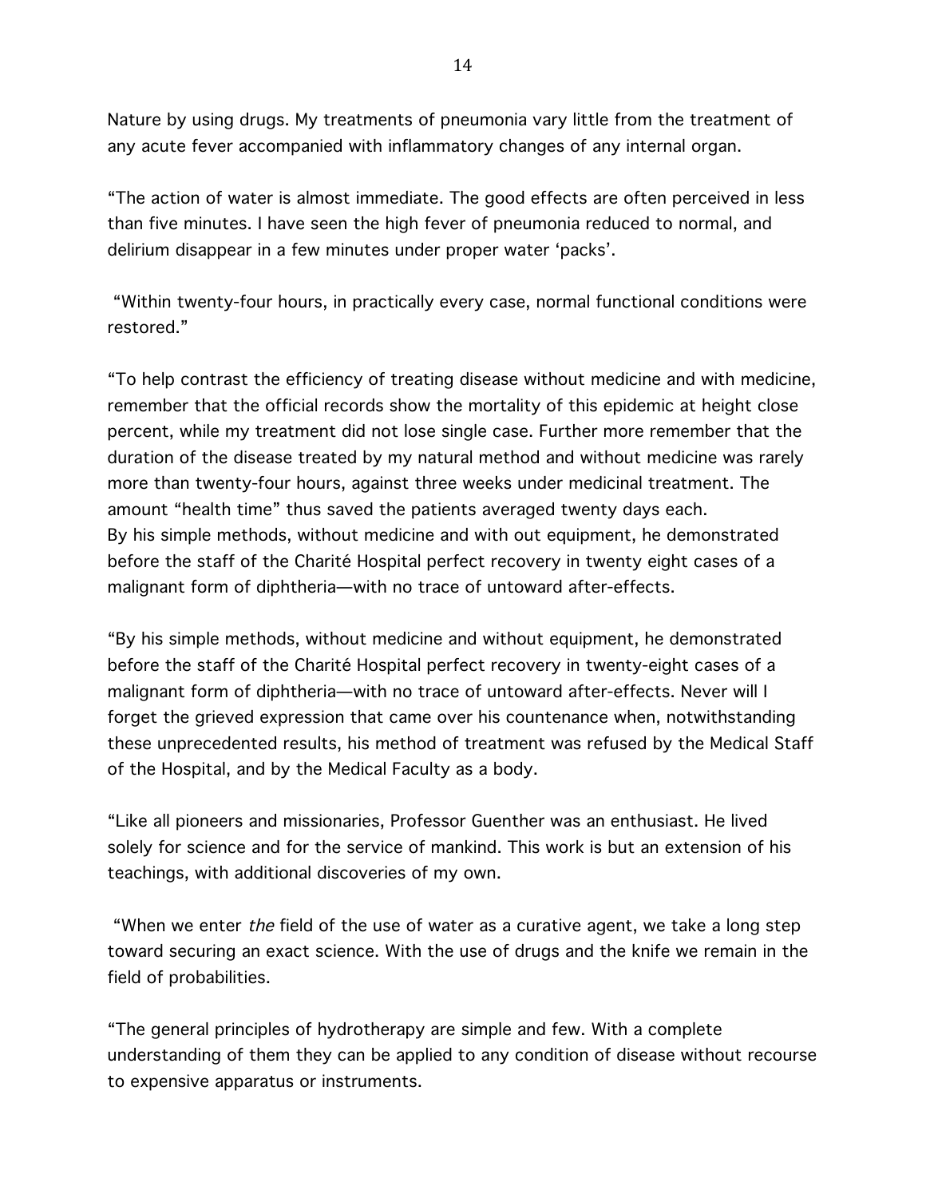Nature by using drugs. My treatments of pneumonia vary little from the treatment of any acute fever accompanied with inflammatory changes of any internal organ.

"The action of water is almost immediate. The good effects are often perceived in less than five minutes. I have seen the high fever of pneumonia reduced to normal, and delirium disappear in a few minutes under proper water 'packs'.

"Within twenty-four hours, in practically every case, normal functional conditions were restored."

"To help contrast the efficiency of treating disease without medicine and with medicine, remember that the official records show the mortality of this epidemic at height close percent, while my treatment did not lose single case. Further more remember that the duration of the disease treated by my natural method and without medicine was rarely more than twenty-four hours, against three weeks under medicinal treatment. The amount "health time" thus saved the patients averaged twenty days each.
By his simple methods, without medicine and with out equipment, he demonstrated before the staff of the Charité Hospital perfect recovery in twenty eight cases of a malignant form of diphtheria—with no trace of untoward after-effects.

"By his simple methods, without medicine and without equipment, he demonstrated before the staff of the Charité Hospital perfect recovery in twenty-eight cases of a malignant form of diphtheria—with no trace of untoward after-effects. Never will I forget the grieved expression that came over his countenance when, notwithstanding these unprecedented results, his method of treatment was refused by the Medical Staff of the Hospital, and by the Medical Faculty as a body.

"Like all pioneers and missionaries, Professor Guenther was an enthusiast. He lived solely for science and for the service of mankind. This work is but an extension of his teachings, with additional discoveries of my own.

"When we enter *the* field of the use of water as a curative agent, we take a long step toward securing an exact science. With the use of drugs and the knife we remain in the field of probabilities.

"The general principles of hydrotherapy are simple and few. With a complete understanding of them they can be applied to any condition of disease without recourse to expensive apparatus or instruments.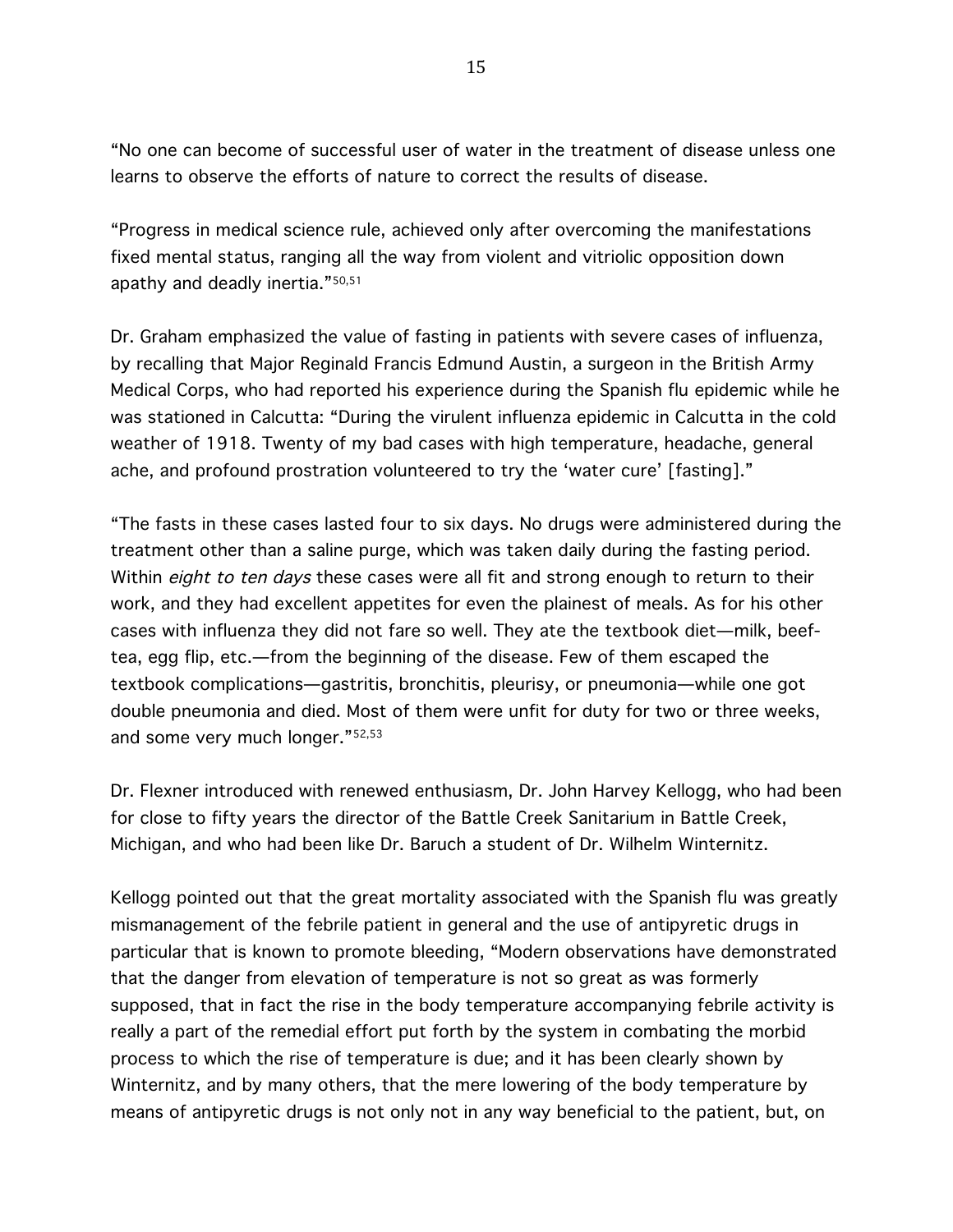"No one can become of successful user of water in the treatment of disease unless one learns to observe the efforts of nature to correct the results of disease.

"Progress in medical science rule, achieved only after overcoming the manifestations fixed mental status, ranging all the way from violent and vitriolic opposition down apathy and deadly inertia."[50,51]

Dr. Graham emphasized the value of fasting in patients with severe cases of influenza, by recalling that Major Reginald Francis Edmund Austin, a surgeon in the British Army Medical Corps, who had reported his experience during the Spanish flu epidemic while he was stationed in Calcutta: "During the virulent influenza epidemic in Calcutta in the cold weather of 1918. Twenty of my bad cases with high temperature, headache, general ache, and profound prostration volunteered to try the 'water cure' [fasting]."

"The fasts in these cases lasted four to six days. No drugs were administered during the treatment other than a saline purge, which was taken daily during the fasting period. Within *eight to ten days* these cases were all fit and strong enough to return to their work, and they had excellent appetites for even the plainest of meals. As for his other cases with influenza they did not fare so well. They ate the textbook diet—milk, beef-tea, egg flip, etc.—from the beginning of the disease. Few of them escaped the textbook complications—gastritis, bronchitis, pleurisy, or pneumonia—while one got double pneumonia and died. Most of them were unfit for duty for two or three weeks, and some very much longer."[52,53]

Dr. Flexner introduced with renewed enthusiasm, Dr. John Harvey Kellogg, who had been for close to fifty years the director of the Battle Creek Sanitarium in Battle Creek, Michigan, and who had been like Dr. Baruch a student of Dr. Wilhelm Winternitz.

Kellogg pointed out that the great mortality associated with the Spanish flu was greatly mismanagement of the febrile patient in general and the use of antipyretic drugs in particular that is known to promote bleeding, "Modern observations have demonstrated that the danger from elevation of temperature is not so great as was formerly supposed, that in fact the rise in the body temperature accompanying febrile activity is really a part of the remedial effort put forth by the system in combating the morbid process to which the rise of temperature is due; and it has been clearly shown by Winternitz, and by many others, that the mere lowering of the body temperature by means of antipyretic drugs is not only not in any way beneficial to the patient, but, on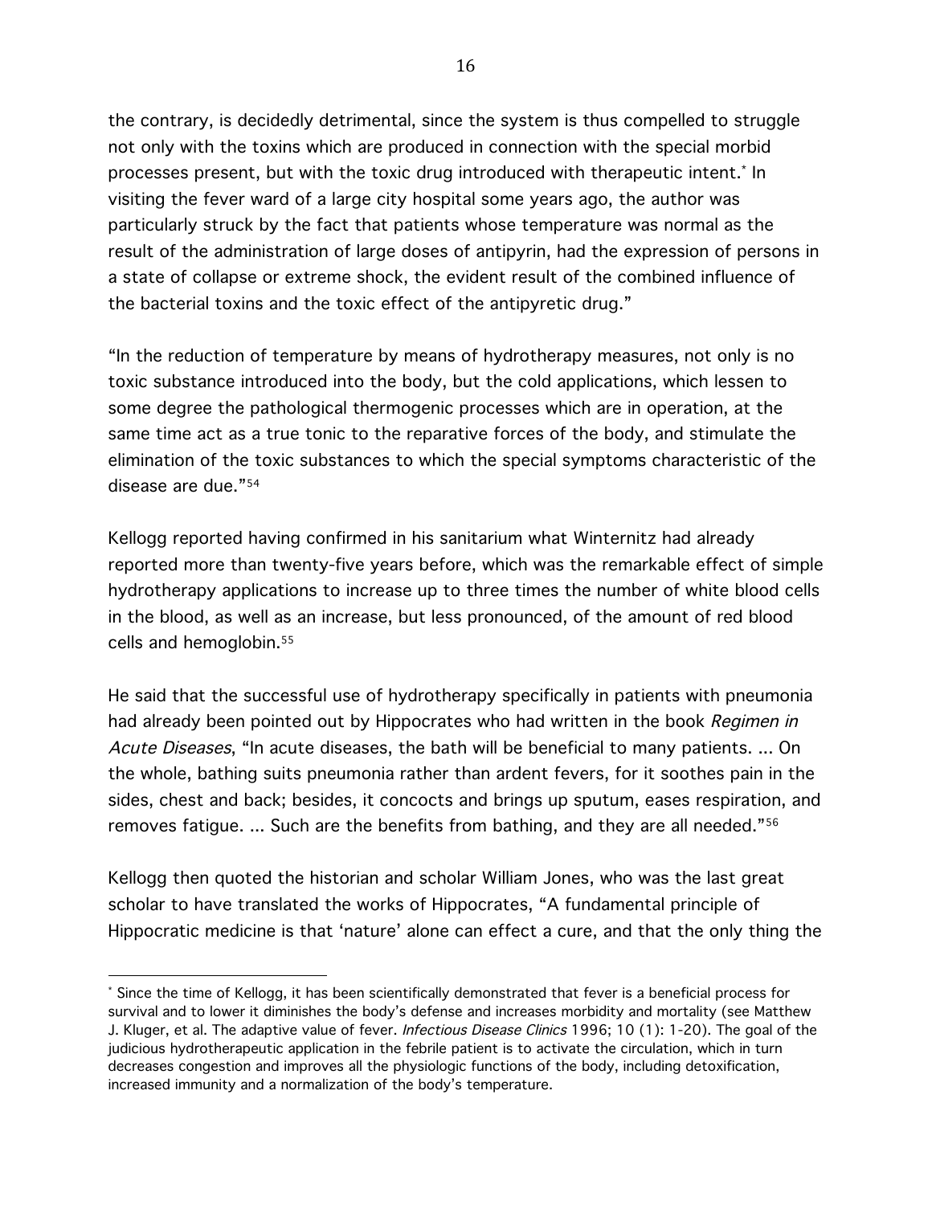the contrary, is decidedly detrimental, since the system is thus compelled to struggle not only with the toxins which are produced in connection with the special morbid processes present, but with the toxic drug introduced with therapeutic intent.* In visiting the fever ward of a large city hospital some years ago, the author was particularly struck by the fact that patients whose temperature was normal as the result of the administration of large doses of antipyrin, had the expression of persons in a state of collapse or extreme shock, the evident result of the combined influence of the bacterial toxins and the toxic effect of the antipyretic drug."

"In the reduction of temperature by means of hydrotherapy measures, not only is no toxic substance introduced into the body, but the cold applications, which lessen to some degree the pathological thermogenic processes which are in operation, at the same time act as a true tonic to the reparative forces of the body, and stimulate the elimination of the toxic substances to which the special symptoms characteristic of the disease are due."[54]

Kellogg reported having confirmed in his sanitarium what Winternitz had already reported more than twenty-five years before, which was the remarkable effect of simple hydrotherapy applications to increase up to three times the number of white blood cells in the blood, as well as an increase, but less pronounced, of the amount of red blood cells and hemoglobin.[55]

He said that the successful use of hydrotherapy specifically in patients with pneumonia had already been pointed out by Hippocrates who had written in the book *Regimen in Acute Diseases*, "In acute diseases, the bath will be beneficial to many patients. ... On the whole, bathing suits pneumonia rather than ardent fevers, for it soothes pain in the sides, chest and back; besides, it concocts and brings up sputum, eases respiration, and removes fatigue. ... Such are the benefits from bathing, and they are all needed."[56]

Kellogg then quoted the historian and scholar William Jones, who was the last great scholar to have translated the works of Hippocrates, "A fundamental principle of Hippocratic medicine is that 'nature' alone can effect a cure, and that the only thing the

---

* Since the time of Kellogg, it has been scientifically demonstrated that fever is a beneficial process for survival and to lower it diminishes the body's defense and increases morbidity and mortality (see Matthew J. Kluger, et al. The adaptive value of fever. *Infectious Disease Clinics* 1996; 10 (1): 1-20). The goal of the judicious hydrotherapeutic application in the febrile patient is to activate the circulation, which in turn decreases congestion and improves all the physiologic functions of the body, including detoxification, increased immunity and a normalization of the body's temperature.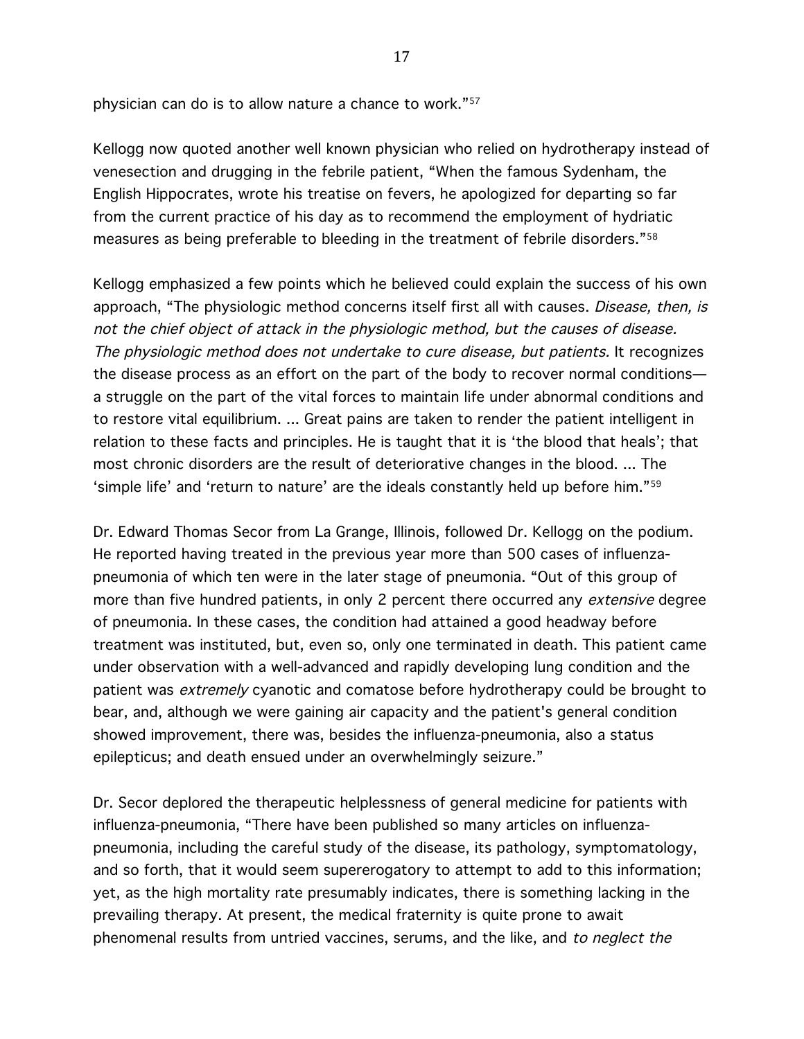physician can do is to allow nature a chance to work."[57]

Kellogg now quoted another well known physician who relied on hydrotherapy instead of venesection and drugging in the febrile patient, "When the famous Sydenham, the English Hippocrates, wrote his treatise on fevers, he apologized for departing so far from the current practice of his day as to recommend the employment of hydriatic measures as being preferable to bleeding in the treatment of febrile disorders."[58]

Kellogg emphasized a few points which he believed could explain the success of his own approach, "The physiologic method concerns itself first all with causes. *Disease, then, is not the chief object of attack in the physiologic method, but the causes of disease. The physiologic method does not undertake to cure disease, but patients.* It recognizes the disease process as an effort on the part of the body to recover normal conditions—a struggle on the part of the vital forces to maintain life under abnormal conditions and to restore vital equilibrium. ... Great pains are taken to render the patient intelligent in relation to these facts and principles. He is taught that it is 'the blood that heals'; that most chronic disorders are the result of deteriorative changes in the blood. ... The 'simple life' and 'return to nature' are the ideals constantly held up before him."[59]

Dr. Edward Thomas Secor from La Grange, Illinois, followed Dr. Kellogg on the podium. He reported having treated in the previous year more than 500 cases of influenza-pneumonia of which ten were in the later stage of pneumonia. "Out of this group of more than five hundred patients, in only 2 percent there occurred any *extensive* degree of pneumonia. In these cases, the condition had attained a good headway before treatment was instituted, but, even so, only one terminated in death. This patient came under observation with a well-advanced and rapidly developing lung condition and the patient was *extremely* cyanotic and comatose before hydrotherapy could be brought to bear, and, although we were gaining air capacity and the patient's general condition showed improvement, there was, besides the influenza-pneumonia, also a status epilepticus; and death ensued under an overwhelmingly seizure."

Dr. Secor deplored the therapeutic helplessness of general medicine for patients with influenza-pneumonia, "There have been published so many articles on influenza-pneumonia, including the careful study of the disease, its pathology, symptomatology, and so forth, that it would seem supererogatory to attempt to add to this information; yet, as the high mortality rate presumably indicates, there is something lacking in the prevailing therapy. At present, the medical fraternity is quite prone to await phenomenal results from untried vaccines, serums, and the like, and *to neglect the*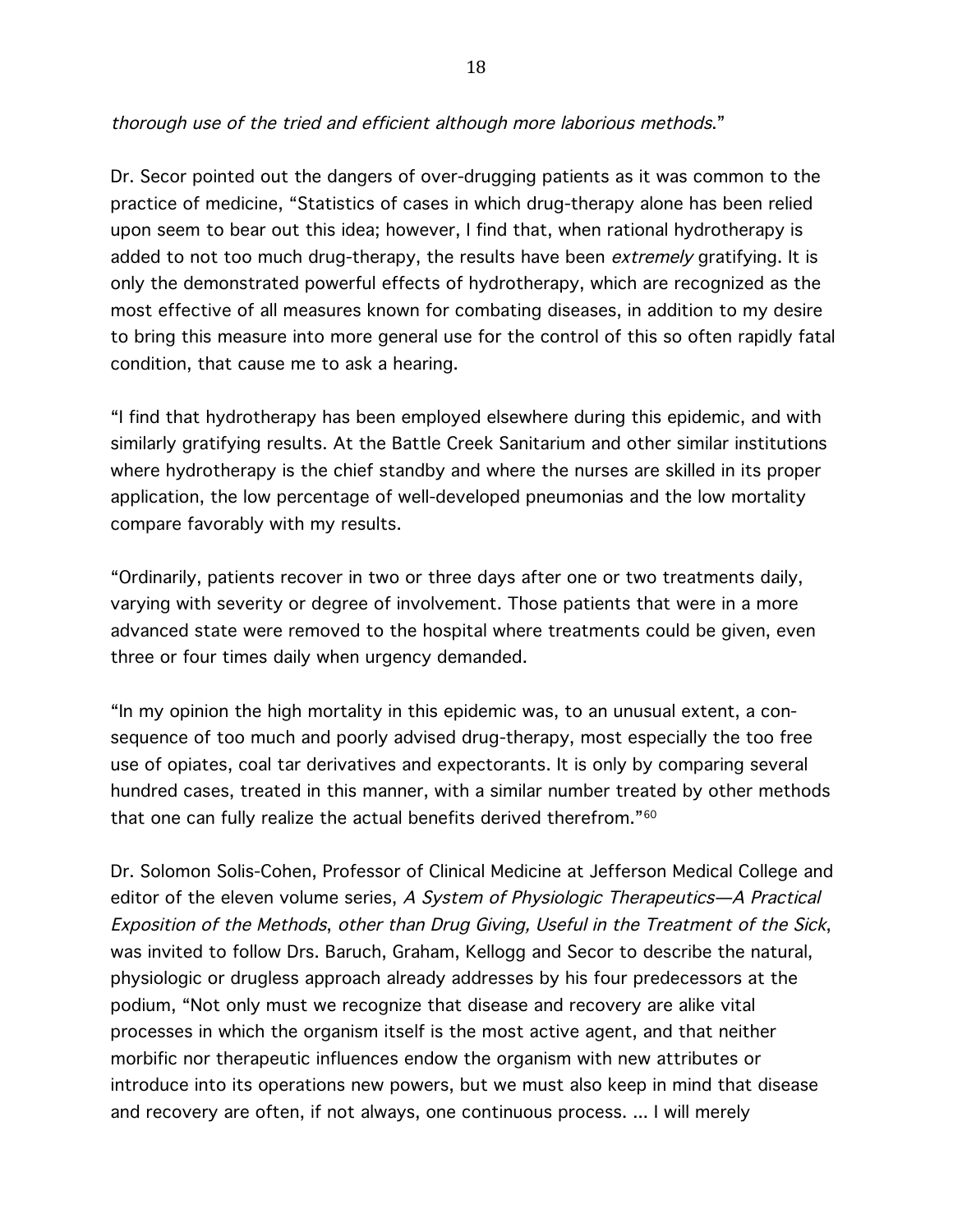*thorough use of the tried and efficient although more laborious methods*."

Dr. Secor pointed out the dangers of over-drugging patients as it was common to the practice of medicine, "Statistics of cases in which drug-therapy alone has been relied upon seem to bear out this idea; however, I find that, when rational hydrotherapy is added to not too much drug-therapy, the results have been *extremely* gratifying. It is only the demonstrated powerful effects of hydrotherapy, which are recognized as the most effective of all measures known for combating diseases, in addition to my desire to bring this measure into more general use for the control of this so often rapidly fatal condition, that cause me to ask a hearing.

"I find that hydrotherapy has been employed elsewhere during this epidemic, and with similarly gratifying results. At the Battle Creek Sanitarium and other similar institutions where hydrotherapy is the chief standby and where the nurses are skilled in its proper application, the low percentage of well-developed pneumonias and the low mortality compare favorably with my results.

"Ordinarily, patients recover in two or three days after one or two treatments daily, varying with severity or degree of involvement. Those patients that were in a more advanced state were removed to the hospital where treatments could be given, even three or four times daily when urgency demanded.

"In my opinion the high mortality in this epidemic was, to an unusual extent, a consequence of too much and poorly advised drug-therapy, most especially the too free use of opiates, coal tar derivatives and expectorants. It is only by comparing several hundred cases, treated in this manner, with a similar number treated by other methods that one can fully realize the actual benefits derived therefrom."[60]

Dr. Solomon Solis-Cohen, Professor of Clinical Medicine at Jefferson Medical College and editor of the eleven volume series, *A System of Physiologic Therapeutics—A Practical Exposition of the Methods*, *other than Drug Giving, Useful in the Treatment of the Sick*, was invited to follow Drs. Baruch, Graham, Kellogg and Secor to describe the natural, physiologic or drugless approach already addresses by his four predecessors at the podium, "Not only must we recognize that disease and recovery are alike vital processes in which the organism itself is the most active agent, and that neither morbific nor therapeutic influences endow the organism with new attributes or introduce into its operations new powers, but we must also keep in mind that disease and recovery are often, if not always, one continuous process. ... I will merely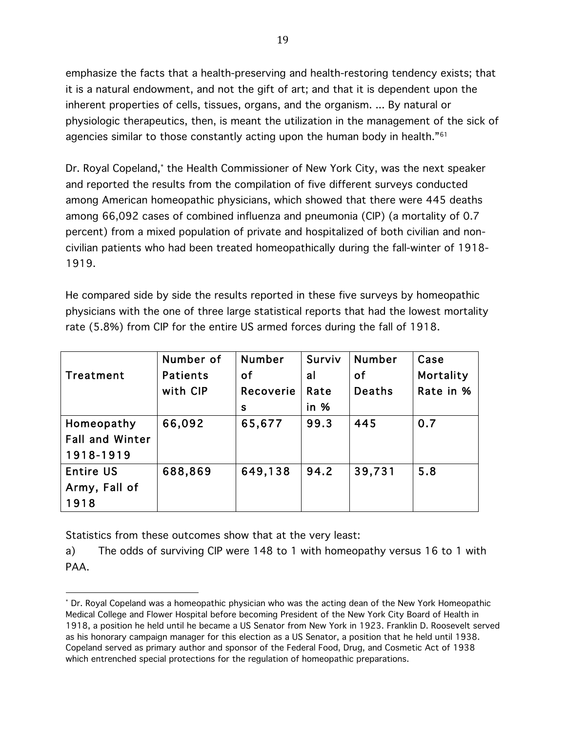emphasize the facts that a health-preserving and health-restoring tendency exists; that it is a natural endowment, and not the gift of art; and that it is dependent upon the inherent properties of cells, tissues, organs, and the organism. ... By natural or physiologic therapeutics, then, is meant the utilization in the management of the sick of agencies similar to those constantly acting upon the human body in health."[61]

Dr. Royal Copeland,* the Health Commissioner of New York City, was the next speaker and reported the results from the compilation of five different surveys conducted among American homeopathic physicians, which showed that there were 445 deaths among 66,092 cases of combined influenza and pneumonia (CIP) (a mortality of 0.7 percent) from a mixed population of private and hospitalized of both civilian and non-civilian patients who had been treated homeopathically during the fall-winter of 1918-1919.

He compared side by side the results reported in these five surveys by homeopathic physicians with the one of three large statistical reports that had the lowest mortality rate (5.8%) from CIP for the entire US armed forces during the fall of 1918.

| Treatment | Number of Patients with CIP | Number of Recoveries | Survival Rate in % | Number of Deaths | Case Mortality Rate in % |
|---|---|---|---|---|---|
| Homeopathy Fall and Winter 1918-1919 | 66,092 | 65,677 | 99.3 | 445 | 0.7 |
| Entire US Army, Fall of 1918 | 688,869 | 649,138 | 94.2 | 39,731 | 5.8 |

Statistics from these outcomes show that at the very least:

a) The odds of surviving CIP were 148 to 1 with homeopathy versus 16 to 1 with PAA.

* Dr. Royal Copeland was a homeopathic physician who was the acting dean of the New York Homeopathic Medical College and Flower Hospital before becoming President of the New York City Board of Health in 1918, a position he held until he became a US Senator from New York in 1923. Franklin D. Roosevelt served as his honorary campaign manager for this election as a US Senator, a position that he held until 1938. Copeland served as primary author and sponsor of the Federal Food, Drug, and Cosmetic Act of 1938 which entrenched special protections for the regulation of homeopathic preparations.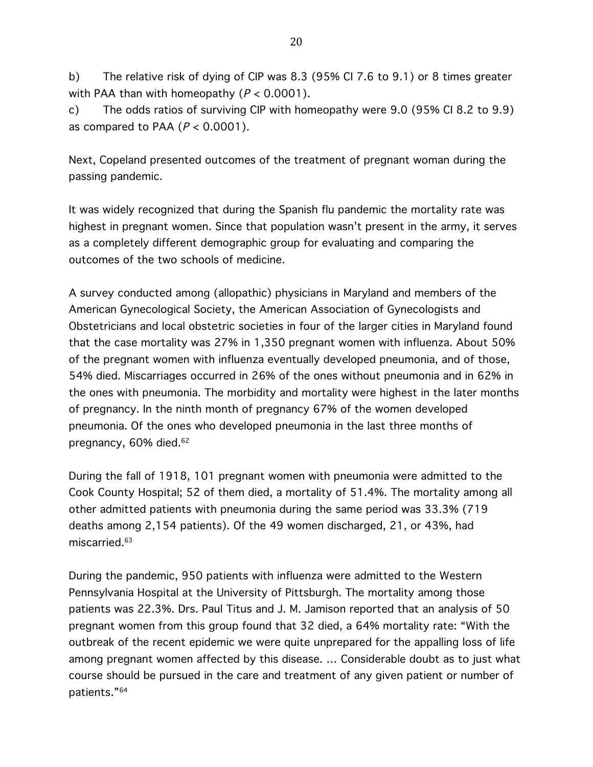b) The relative risk of dying of CIP was 8.3 (95% CI 7.6 to 9.1) or 8 times greater with PAA than with homeopathy ($P < 0.0001$).

c) The odds ratios of surviving CIP with homeopathy were 9.0 (95% CI 8.2 to 9.9) as compared to PAA ($P < 0.0001$).

Next, Copeland presented outcomes of the treatment of pregnant woman during the passing pandemic.

It was widely recognized that during the Spanish flu pandemic the mortality rate was highest in pregnant women. Since that population wasn't present in the army, it serves as a completely different demographic group for evaluating and comparing the outcomes of the two schools of medicine.

A survey conducted among (allopathic) physicians in Maryland and members of the American Gynecological Society, the American Association of Gynecologists and Obstetricians and local obstetric societies in four of the larger cities in Maryland found that the case mortality was 27% in 1,350 pregnant women with influenza. About 50% of the pregnant women with influenza eventually developed pneumonia, and of those, 54% died. Miscarriages occurred in 26% of the ones without pneumonia and in 62% in the ones with pneumonia. The morbidity and mortality were highest in the later months of pregnancy. In the ninth month of pregnancy 67% of the women developed pneumonia. Of the ones who developed pneumonia in the last three months of pregnancy, 60% died.[62]

During the fall of 1918, 101 pregnant women with pneumonia were admitted to the Cook County Hospital; 52 of them died, a mortality of 51.4%. The mortality among all other admitted patients with pneumonia during the same period was 33.3% (719 deaths among 2,154 patients). Of the 49 women discharged, 21, or 43%, had miscarried.[63]

During the pandemic, 950 patients with influenza were admitted to the Western Pennsylvania Hospital at the University of Pittsburgh. The mortality among those patients was 22.3%. Drs. Paul Titus and J. M. Jamison reported that an analysis of 50 pregnant women from this group found that 32 died, a 64% mortality rate: "With the outbreak of the recent epidemic we were quite unprepared for the appalling loss of life among pregnant women affected by this disease. ... Considerable doubt as to just what course should be pursued in the care and treatment of any given patient or number of patients."[64]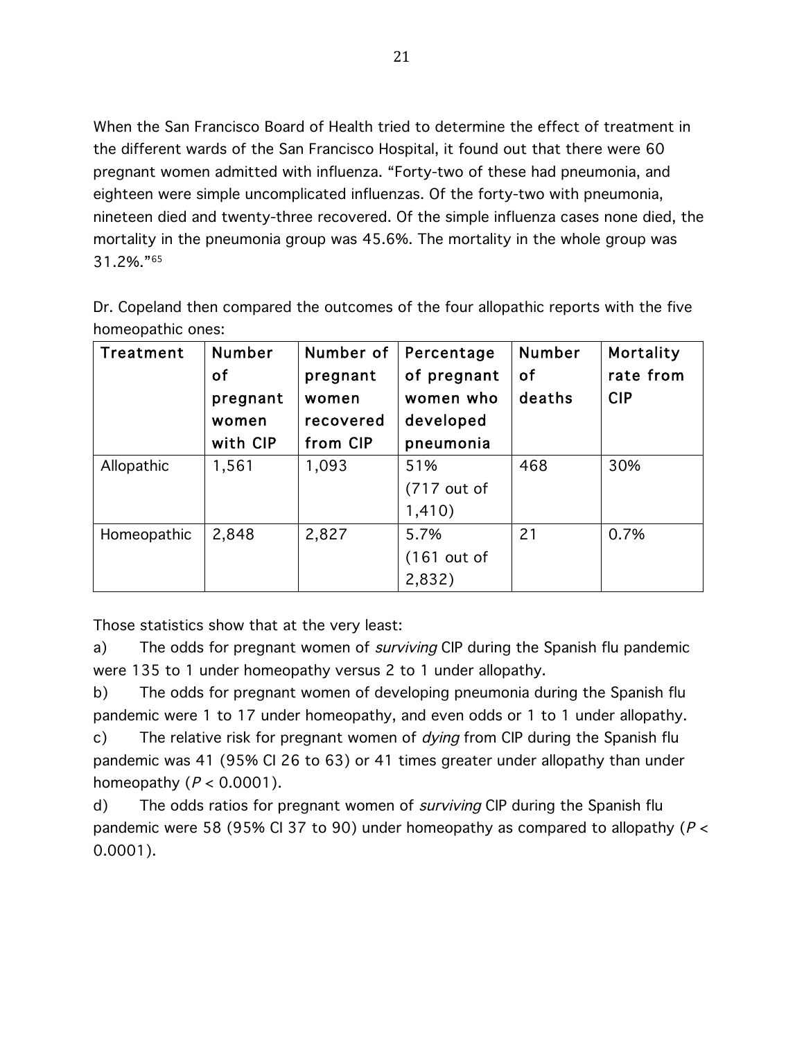When the San Francisco Board of Health tried to determine the effect of treatment in the different wards of the San Francisco Hospital, it found out that there were 60 pregnant women admitted with influenza. "Forty-two of these had pneumonia, and eighteen were simple uncomplicated influenzas. Of the forty-two with pneumonia, nineteen died and twenty-three recovered. Of the simple influenza cases none died, the mortality in the pneumonia group was 45.6%. The mortality in the whole group was 31.2%."[65]

Dr. Copeland then compared the outcomes of the four allopathic reports with the five homeopathic ones:

| Treatment | Number of pregnant women with CIP | Number of pregnant women recovered from CIP | Percentage of pregnant women who developed pneumonia | Number of deaths | Mortality rate from CIP |
|---|---|---|---|---|---|
| Allopathic | 1,561 | 1,093 | 51% (717 out of 1,410) | 468 | 30% |
| Homeopathic | 2,848 | 2,827 | 5.7% (161 out of 2,832) | 21 | 0.7% |

Those statistics show that at the very least:

a) The odds for pregnant women of *surviving* CIP during the Spanish flu pandemic were 135 to 1 under homeopathy versus 2 to 1 under allopathy.

b) The odds for pregnant women of developing pneumonia during the Spanish flu pandemic were 1 to 17 under homeopathy, and even odds or 1 to 1 under allopathy.

c) The relative risk for pregnant women of *dying* from CIP during the Spanish flu pandemic was 41 (95% CI 26 to 63) or 41 times greater under allopathy than under homeopathy ($P < 0.0001$).

d) The odds ratios for pregnant women of *surviving* CIP during the Spanish flu pandemic were 58 (95% CI 37 to 90) under homeopathy as compared to allopathy ($P < 0.0001$).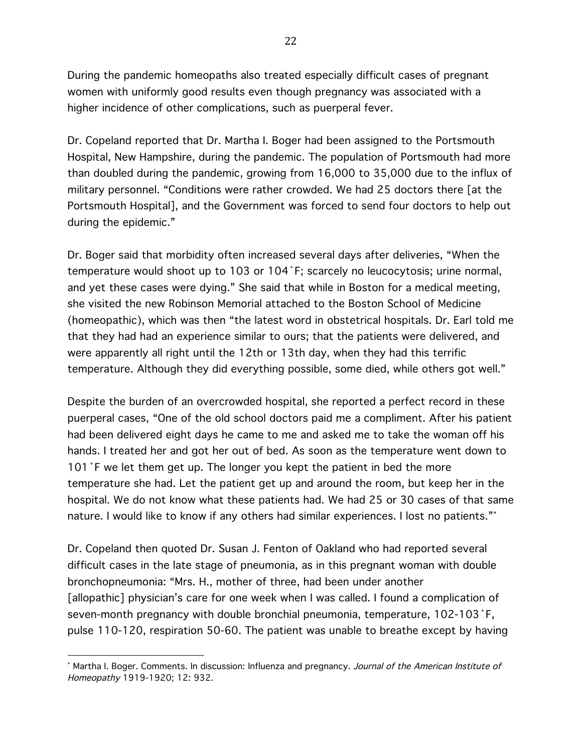During the pandemic homeopaths also treated especially difficult cases of pregnant women with uniformly good results even though pregnancy was associated with a higher incidence of other complications, such as puerperal fever.

Dr. Copeland reported that Dr. Martha I. Boger had been assigned to the Portsmouth Hospital, New Hampshire, during the pandemic. The population of Portsmouth had more than doubled during the pandemic, growing from 16,000 to 35,000 due to the influx of military personnel. "Conditions were rather crowded. We had 25 doctors there [at the Portsmouth Hospital], and the Government was forced to send four doctors to help out during the epidemic."

Dr. Boger said that morbidity often increased several days after deliveries, "When the temperature would shoot up to 103 or 104˚F; scarcely no leucocytosis; urine normal, and yet these cases were dying." She said that while in Boston for a medical meeting, she visited the new Robinson Memorial attached to the Boston School of Medicine (homeopathic), which was then "the latest word in obstetrical hospitals. Dr. Earl told me that they had had an experience similar to ours; that the patients were delivered, and were apparently all right until the 12th or 13th day, when they had this terrific temperature. Although they did everything possible, some died, while others got well."

Despite the burden of an overcrowded hospital, she reported a perfect record in these puerperal cases, "One of the old school doctors paid me a compliment. After his patient had been delivered eight days he came to me and asked me to take the woman off his hands. I treated her and got her out of bed. As soon as the temperature went down to 101˚F we let them get up. The longer you kept the patient in bed the more temperature she had. Let the patient get up and around the room, but keep her in the hospital. We do not know what these patients had. We had 25 or 30 cases of that same nature. I would like to know if any others had similar experiences. I lost no patients."[*]

Dr. Copeland then quoted Dr. Susan J. Fenton of Oakland who had reported several difficult cases in the late stage of pneumonia, as in this pregnant woman with double bronchopneumonia: "Mrs. H., mother of three, had been under another [allopathic] physician's care for one week when I was called. I found a complication of seven-month pregnancy with double bronchial pneumonia, temperature, 102-103˚F, pulse 110-120, respiration 50-60. The patient was unable to breathe except by having

---

[*] Martha I. Boger. Comments. In discussion: Influenza and pregnancy. *Journal of the American Institute of Homeopathy* 1919-1920; 12: 932.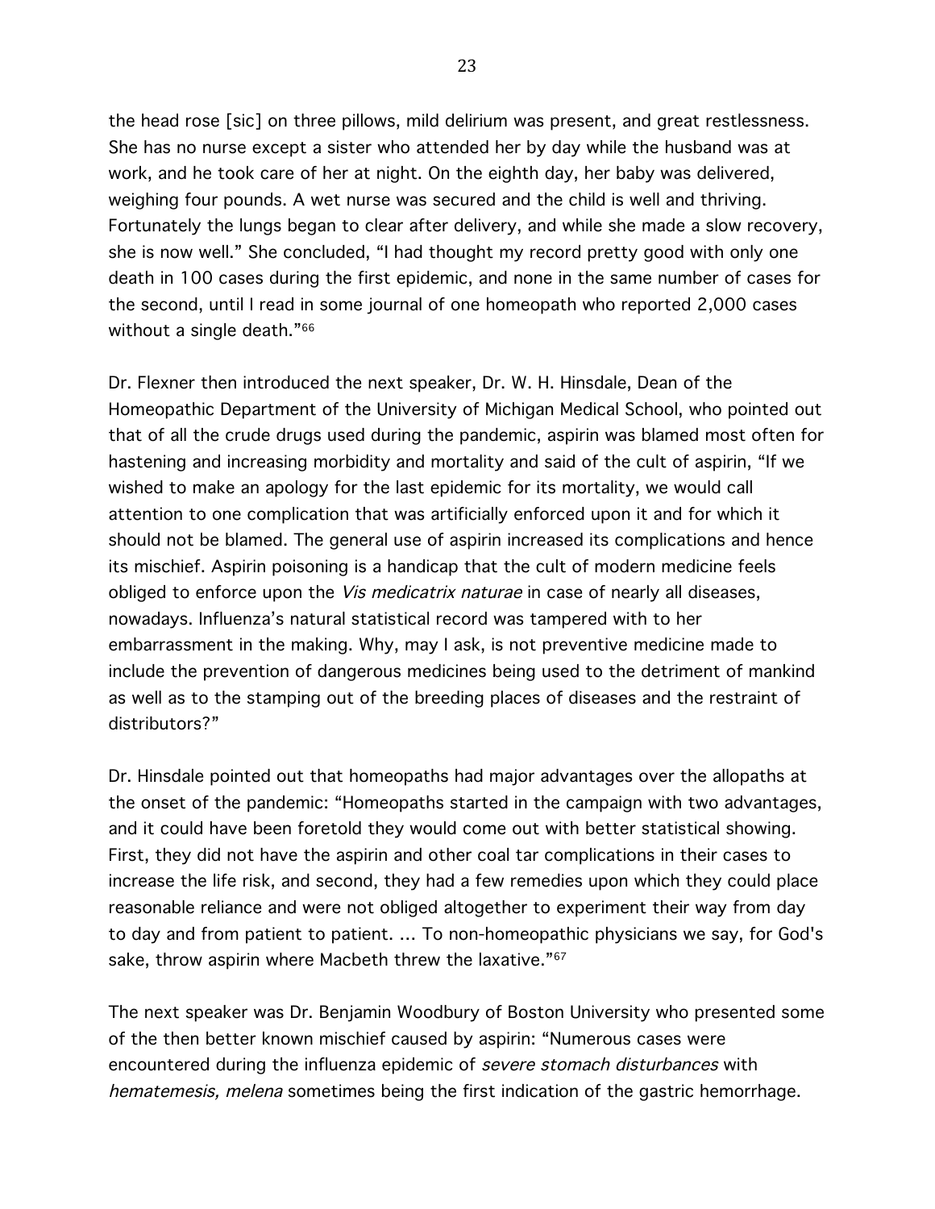the head rose [sic] on three pillows, mild delirium was present, and great restlessness. She has no nurse except a sister who attended her by day while the husband was at work, and he took care of her at night. On the eighth day, her baby was delivered, weighing four pounds. A wet nurse was secured and the child is well and thriving. Fortunately the lungs began to clear after delivery, and while she made a slow recovery, she is now well." She concluded, "I had thought my record pretty good with only one death in 100 cases during the first epidemic, and none in the same number of cases for the second, until I read in some journal of one homeopath who reported 2,000 cases without a single death."[66]

Dr. Flexner then introduced the next speaker, Dr. W. H. Hinsdale, Dean of the Homeopathic Department of the University of Michigan Medical School, who pointed out that of all the crude drugs used during the pandemic, aspirin was blamed most often for hastening and increasing morbidity and mortality and said of the cult of aspirin, "If we wished to make an apology for the last epidemic for its mortality, we would call attention to one complication that was artificially enforced upon it and for which it should not be blamed. The general use of aspirin increased its complications and hence its mischief. Aspirin poisoning is a handicap that the cult of modern medicine feels obliged to enforce upon the *Vis medicatrix naturae* in case of nearly all diseases, nowadays. Influenza's natural statistical record was tampered with to her embarrassment in the making. Why, may I ask, is not preventive medicine made to include the prevention of dangerous medicines being used to the detriment of mankind as well as to the stamping out of the breeding places of diseases and the restraint of distributors?"

Dr. Hinsdale pointed out that homeopaths had major advantages over the allopaths at the onset of the pandemic: "Homeopaths started in the campaign with two advantages, and it could have been foretold they would come out with better statistical showing. First, they did not have the aspirin and other coal tar complications in their cases to increase the life risk, and second, they had a few remedies upon which they could place reasonable reliance and were not obliged altogether to experiment their way from day to day and from patient to patient. ... To non-homeopathic physicians we say, for God's sake, throw aspirin where Macbeth threw the laxative."[67]

The next speaker was Dr. Benjamin Woodbury of Boston University who presented some of the then better known mischief caused by aspirin: "Numerous cases were encountered during the influenza epidemic of *severe stomach disturbances* with *hematemesis, melena* sometimes being the first indication of the gastric hemorrhage.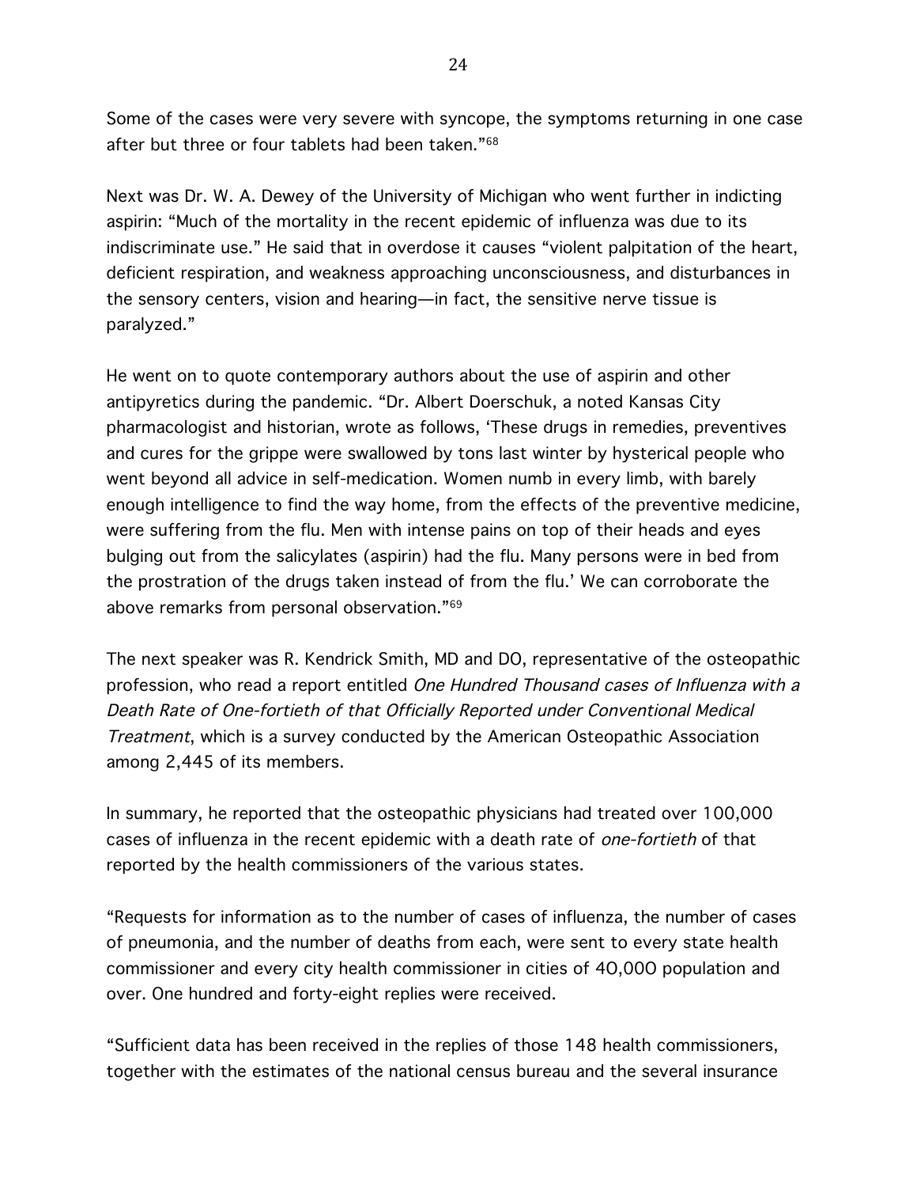Some of the cases were very severe with syncope, the symptoms returning in one case after but three or four tablets had been taken."[68]

Next was Dr. W. A. Dewey of the University of Michigan who went further in indicting aspirin: "Much of the mortality in the recent epidemic of influenza was due to its indiscriminate use." He said that in overdose it causes "violent palpitation of the heart, deficient respiration, and weakness approaching unconsciousness, and disturbances in the sensory centers, vision and hearing—in fact, the sensitive nerve tissue is paralyzed."

He went on to quote contemporary authors about the use of aspirin and other antipyretics during the pandemic. "Dr. Albert Doerschuk, a noted Kansas City pharmacologist and historian, wrote as follows, 'These drugs in remedies, preventives and cures for the grippe were swallowed by tons last winter by hysterical people who went beyond all advice in self-medication. Women numb in every limb, with barely enough intelligence to find the way home, from the effects of the preventive medicine, were suffering from the flu. Men with intense pains on top of their heads and eyes bulging out from the salicylates (aspirin) had the flu. Many persons were in bed from the prostration of the drugs taken instead of from the flu.' We can corroborate the above remarks from personal observation."[69]

The next speaker was R. Kendrick Smith, MD and DO, representative of the osteopathic profession, who read a report entitled *One Hundred Thousand cases of Influenza with a Death Rate of One-fortieth of that Officially Reported under Conventional Medical Treatment*, which is a survey conducted by the American Osteopathic Association among 2,445 of its members.

In summary, he reported that the osteopathic physicians had treated over 100,000 cases of influenza in the recent epidemic with a death rate of *one-fortieth* of that reported by the health commissioners of the various states.

"Requests for information as to the number of cases of influenza, the number of cases of pneumonia, and the number of deaths from each, were sent to every state health commissioner and every city health commissioner in cities of 40,000 population and over. One hundred and forty-eight replies were received.

"Sufficient data has been received in the replies of those 148 health commissioners, together with the estimates of the national census bureau and the several insurance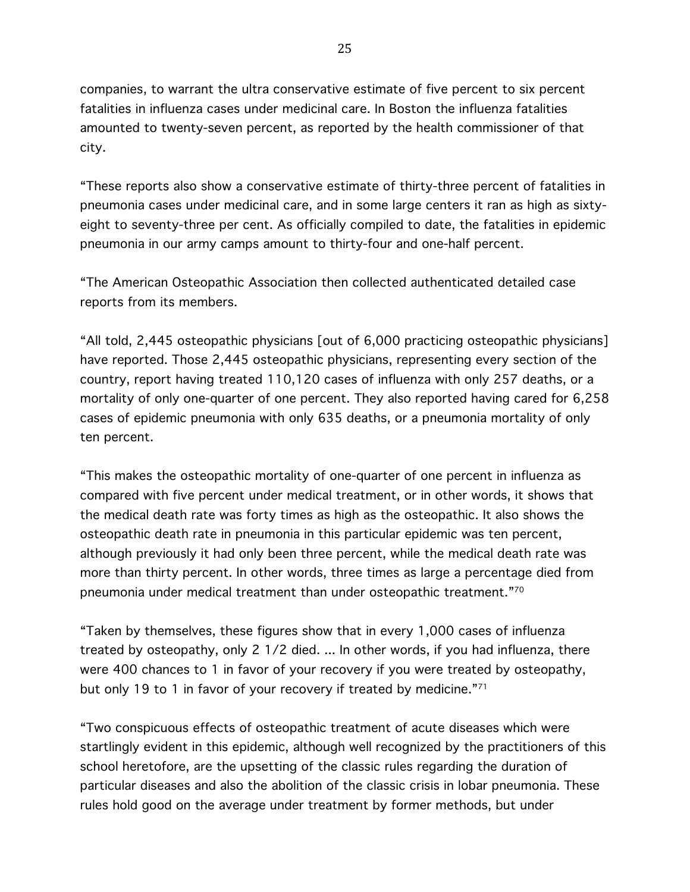companies, to warrant the ultra conservative estimate of five percent to six percent fatalities in influenza cases under medicinal care. In Boston the influenza fatalities amounted to twenty-seven percent, as reported by the health commissioner of that city.

"These reports also show a conservative estimate of thirty-three percent of fatalities in pneumonia cases under medicinal care, and in some large centers it ran as high as sixty-eight to seventy-three per cent. As officially compiled to date, the fatalities in epidemic pneumonia in our army camps amount to thirty-four and one-half percent.

"The American Osteopathic Association then collected authenticated detailed case reports from its members.

"All told, 2,445 osteopathic physicians [out of 6,000 practicing osteopathic physicians] have reported. Those 2,445 osteopathic physicians, representing every section of the country, report having treated 110,120 cases of influenza with only 257 deaths, or a mortality of only one-quarter of one percent. They also reported having cared for 6,258 cases of epidemic pneumonia with only 635 deaths, or a pneumonia mortality of only ten percent.

"This makes the osteopathic mortality of one-quarter of one percent in influenza as compared with five percent under medical treatment, or in other words, it shows that the medical death rate was forty times as high as the osteopathic. It also shows the osteopathic death rate in pneumonia in this particular epidemic was ten percent, although previously it had only been three percent, while the medical death rate was more than thirty percent. In other words, three times as large a percentage died from pneumonia under medical treatment than under osteopathic treatment."[70]

"Taken by themselves, these figures show that in every 1,000 cases of influenza treated by osteopathy, only 2 1/2 died. ... In other words, if you had influenza, there were 400 chances to 1 in favor of your recovery if you were treated by osteopathy, but only 19 to 1 in favor of your recovery if treated by medicine."[71]

"Two conspicuous effects of osteopathic treatment of acute diseases which were startlingly evident in this epidemic, although well recognized by the practitioners of this school heretofore, are the upsetting of the classic rules regarding the duration of particular diseases and also the abolition of the classic crisis in lobar pneumonia. These rules hold good on the average under treatment by former methods, but under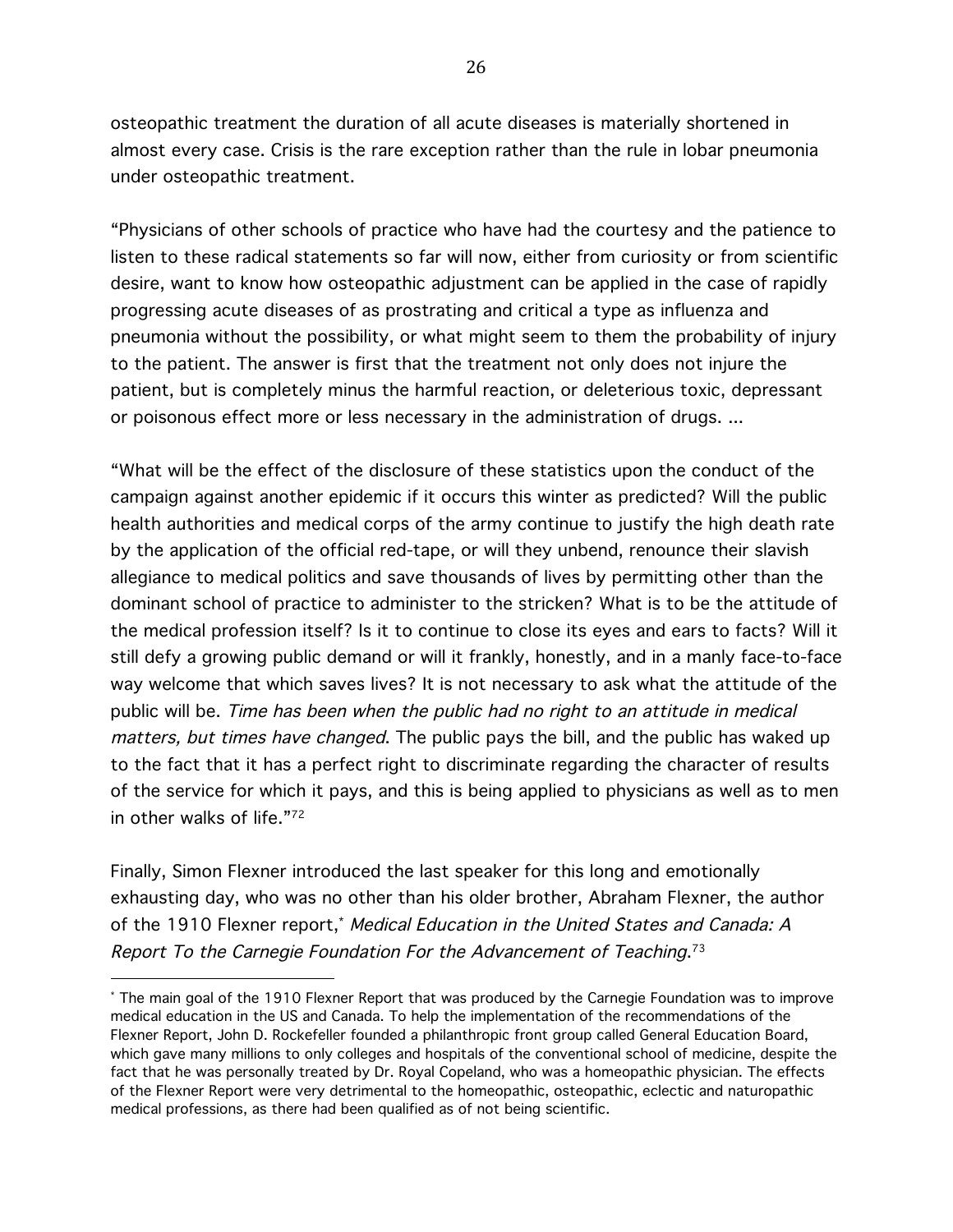osteopathic treatment the duration of all acute diseases is materially shortened in almost every case. Crisis is the rare exception rather than the rule in lobar pneumonia under osteopathic treatment.

"Physicians of other schools of practice who have had the courtesy and the patience to listen to these radical statements so far will now, either from curiosity or from scientific desire, want to know how osteopathic adjustment can be applied in the case of rapidly progressing acute diseases of as prostrating and critical a type as influenza and pneumonia without the possibility, or what might seem to them the probability of injury to the patient. The answer is first that the treatment not only does not injure the patient, but is completely minus the harmful reaction, or deleterious toxic, depressant or poisonous effect more or less necessary in the administration of drugs. ...

"What will be the effect of the disclosure of these statistics upon the conduct of the campaign against another epidemic if it occurs this winter as predicted? Will the public health authorities and medical corps of the army continue to justify the high death rate by the application of the official red-tape, or will they unbend, renounce their slavish allegiance to medical politics and save thousands of lives by permitting other than the dominant school of practice to administer to the stricken? What is to be the attitude of the medical profession itself? Is it to continue to close its eyes and ears to facts? Will it still defy a growing public demand or will it frankly, honestly, and in a manly face-to-face way welcome that which saves lives? It is not necessary to ask what the attitude of the public will be. *Time has been when the public had no right to an attitude in medical matters, but times have changed*. The public pays the bill, and the public has waked up to the fact that it has a perfect right to discriminate regarding the character of results of the service for which it pays, and this is being applied to physicians as well as to men in other walks of life."[72]

Finally, Simon Flexner introduced the last speaker for this long and emotionally exhausting day, who was no other than his older brother, Abraham Flexner, the author of the 1910 Flexner report,* *Medical Education in the United States and Canada: A Report To the Carnegie Foundation For the Advancement of Teaching*.[73]

---

* The main goal of the 1910 Flexner Report that was produced by the Carnegie Foundation was to improve medical education in the US and Canada. To help the implementation of the recommendations of the Flexner Report, John D. Rockefeller founded a philanthropic front group called General Education Board, which gave many millions to only colleges and hospitals of the conventional school of medicine, despite the fact that he was personally treated by Dr. Royal Copeland, who was a homeopathic physician. The effects of the Flexner Report were very detrimental to the homeopathic, osteopathic, eclectic and naturopathic medical professions, as there had been qualified as of not being scientific.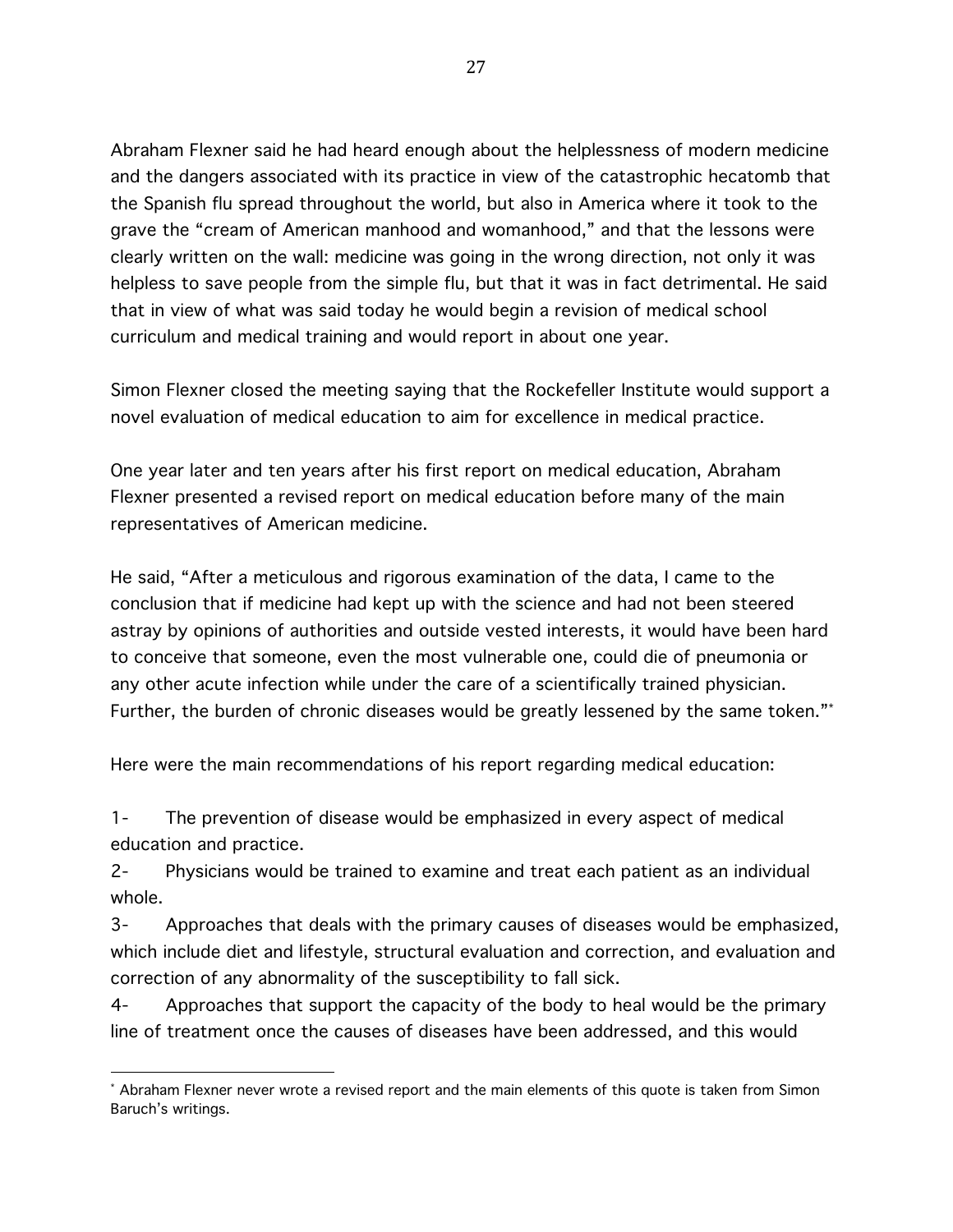Abraham Flexner said he had heard enough about the helplessness of modern medicine and the dangers associated with its practice in view of the catastrophic hecatomb that the Spanish flu spread throughout the world, but also in America where it took to the grave the "cream of American manhood and womanhood," and that the lessons were clearly written on the wall: medicine was going in the wrong direction, not only it was helpless to save people from the simple flu, but that it was in fact detrimental. He said that in view of what was said today he would begin a revision of medical school curriculum and medical training and would report in about one year.

Simon Flexner closed the meeting saying that the Rockefeller Institute would support a novel evaluation of medical education to aim for excellence in medical practice.

One year later and ten years after his first report on medical education, Abraham Flexner presented a revised report on medical education before many of the main representatives of American medicine.

He said, "After a meticulous and rigorous examination of the data, I came to the conclusion that if medicine had kept up with the science and had not been steered astray by opinions of authorities and outside vested interests, it would have been hard to conceive that someone, even the most vulnerable one, could die of pneumonia or any other acute infection while under the care of a scientifically trained physician. Further, the burden of chronic diseases would be greatly lessened by the same token."[*]

Here were the main recommendations of his report regarding medical education:

1- The prevention of disease would be emphasized in every aspect of medical education and practice.

2- Physicians would be trained to examine and treat each patient as an individual whole.

3- Approaches that deals with the primary causes of diseases would be emphasized, which include diet and lifestyle, structural evaluation and correction, and evaluation and correction of any abnormality of the susceptibility to fall sick.

4- Approaches that support the capacity of the body to heal would be the primary line of treatment once the causes of diseases have been addressed, and this would

---

[*] Abraham Flexner never wrote a revised report and the main elements of this quote is taken from Simon Baruch's writings.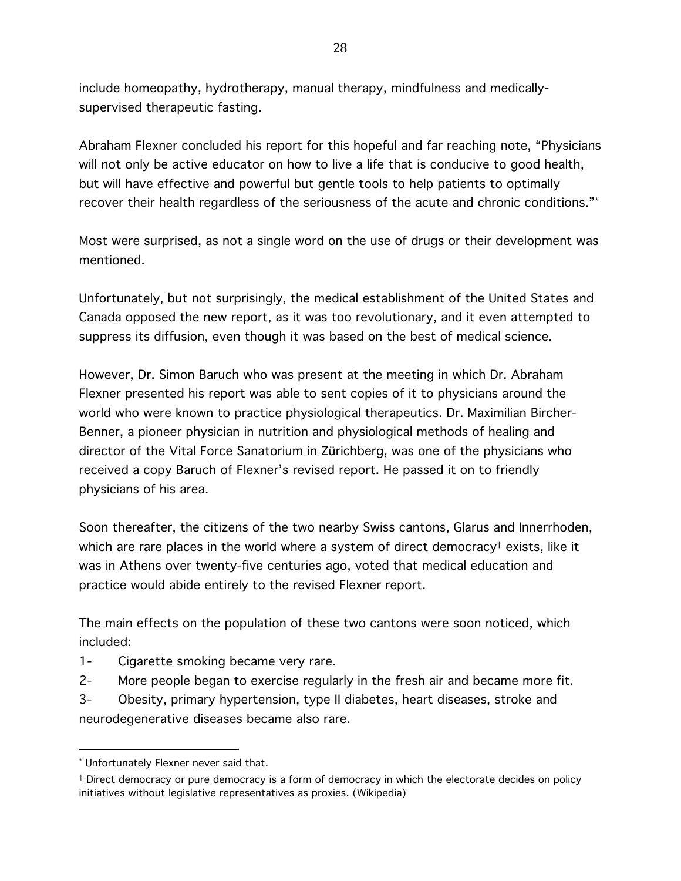include homeopathy, hydrotherapy, manual therapy, mindfulness and medically-supervised therapeutic fasting.

Abraham Flexner concluded his report for this hopeful and far reaching note, "Physicians will not only be active educator on how to live a life that is conducive to good health, but will have effective and powerful but gentle tools to help patients to optimally recover their health regardless of the seriousness of the acute and chronic conditions."[*]

Most were surprised, as not a single word on the use of drugs or their development was mentioned.

Unfortunately, but not surprisingly, the medical establishment of the United States and Canada opposed the new report, as it was too revolutionary, and it even attempted to suppress its diffusion, even though it was based on the best of medical science.

However, Dr. Simon Baruch who was present at the meeting in which Dr. Abraham Flexner presented his report was able to sent copies of it to physicians around the world who were known to practice physiological therapeutics. Dr. Maximilian Bircher-Benner, a pioneer physician in nutrition and physiological methods of healing and director of the Vital Force Sanatorium in Zürichberg, was one of the physicians who received a copy Baruch of Flexner's revised report. He passed it on to friendly physicians of his area.

Soon thereafter, the citizens of the two nearby Swiss cantons, Glarus and Innerrhoden, which are rare places in the world where a system of direct democracy[†] exists, like it was in Athens over twenty-five centuries ago, voted that medical education and practice would abide entirely to the revised Flexner report.

The main effects on the population of these two cantons were soon noticed, which included:

1- Cigarette smoking became very rare.
2- More people began to exercise regularly in the fresh air and became more fit.
3- Obesity, primary hypertension, type II diabetes, heart diseases, stroke and neurodegenerative diseases became also rare.

---

[*] Unfortunately Flexner never said that.

[†] Direct democracy or pure democracy is a form of democracy in which the electorate decides on policy initiatives without legislative representatives as proxies. (Wikipedia)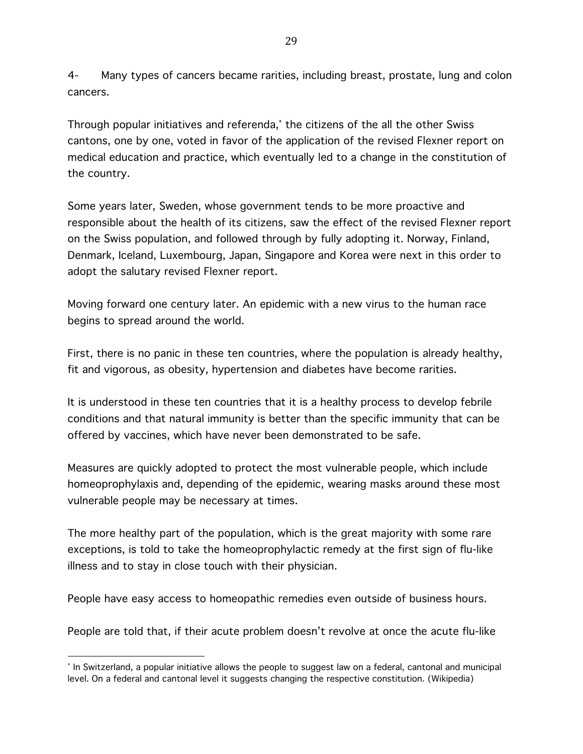4- Many types of cancers became rarities, including breast, prostate, lung and colon cancers.

Through popular initiatives and referenda,* the citizens of the all the other Swiss cantons, one by one, voted in favor of the application of the revised Flexner report on medical education and practice, which eventually led to a change in the constitution of the country.

Some years later, Sweden, whose government tends to be more proactive and responsible about the health of its citizens, saw the effect of the revised Flexner report on the Swiss population, and followed through by fully adopting it. Norway, Finland, Denmark, Iceland, Luxembourg, Japan, Singapore and Korea were next in this order to adopt the salutary revised Flexner report.

Moving forward one century later. An epidemic with a new virus to the human race begins to spread around the world.

First, there is no panic in these ten countries, where the population is already healthy, fit and vigorous, as obesity, hypertension and diabetes have become rarities.

It is understood in these ten countries that it is a healthy process to develop febrile conditions and that natural immunity is better than the specific immunity that can be offered by vaccines, which have never been demonstrated to be safe.

Measures are quickly adopted to protect the most vulnerable people, which include homeoprophylaxis and, depending of the epidemic, wearing masks around these most vulnerable people may be necessary at times.

The more healthy part of the population, which is the great majority with some rare exceptions, is told to take the homeoprophylactic remedy at the first sign of flu-like illness and to stay in close touch with their physician.

People have easy access to homeopathic remedies even outside of business hours.

People are told that, if their acute problem doesn't revolve at once the acute flu-like

---

* In Switzerland, a popular initiative allows the people to suggest law on a federal, cantonal and municipal level. On a federal and cantonal level it suggests changing the respective constitution. (Wikipedia)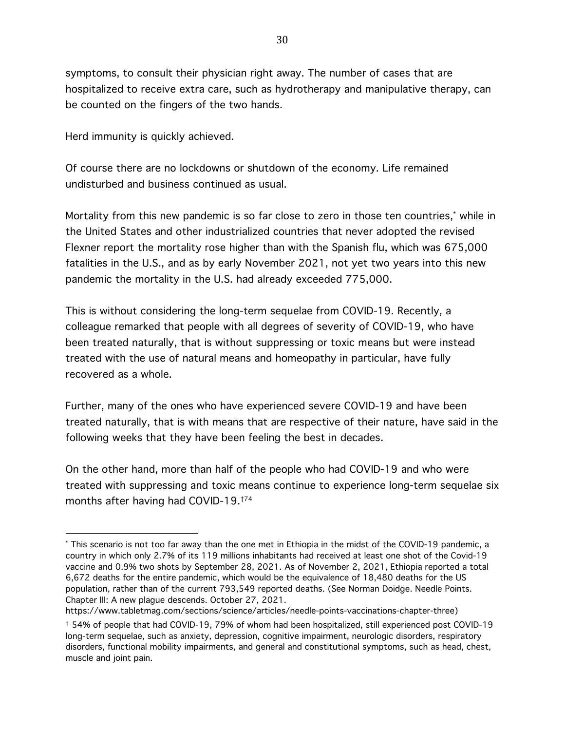symptoms, to consult their physician right away. The number of cases that are hospitalized to receive extra care, such as hydrotherapy and manipulative therapy, can be counted on the fingers of the two hands.

Herd immunity is quickly achieved.

Of course there are no lockdowns or shutdown of the economy. Life remained undisturbed and business continued as usual.

Mortality from this new pandemic is so far close to zero in those ten countries,[*] while in the United States and other industrialized countries that never adopted the revised Flexner report the mortality rose higher than with the Spanish flu, which was 675,000 fatalities in the U.S., and as by early November 2021, not yet two years into this new pandemic the mortality in the U.S. had already exceeded 775,000.

This is without considering the long-term sequelae from COVID-19. Recently, a colleague remarked that people with all degrees of severity of COVID-19, who have been treated naturally, that is without suppressing or toxic means but were instead treated with the use of natural means and homeopathy in particular, have fully recovered as a whole.

Further, many of the ones who have experienced severe COVID-19 and have been treated naturally, that is with means that are respective of their nature, have said in the following weeks that they have been feeling the best in decades.

On the other hand, more than half of the people who had COVID-19 and who were treated with suppressing and toxic means continue to experience long-term sequelae six months after having had COVID-19.[†74]

---

[*] This scenario is not too far away than the one met in Ethiopia in the midst of the COVID-19 pandemic, a country in which only 2.7% of its 119 millions inhabitants had received at least one shot of the Covid-19 vaccine and 0.9% two shots by September 28, 2021. As of November 2, 2021, Ethiopia reported a total 6,672 deaths for the entire pandemic, which would be the equivalence of 18,480 deaths for the US population, rather than of the current 793,549 reported deaths. (See Norman Doidge. Needle Points. Chapter III: A new plague descends. October 27, 2021. https://www.tabletmag.com/sections/science/articles/needle-points-vaccinations-chapter-three)

[†] 54% of people that had COVID-19, 79% of whom had been hospitalized, still experienced post COVID-19 long-term sequelae, such as anxiety, depression, cognitive impairment, neurologic disorders, respiratory disorders, functional mobility impairments, and general and constitutional symptoms, such as head, chest, muscle and joint pain.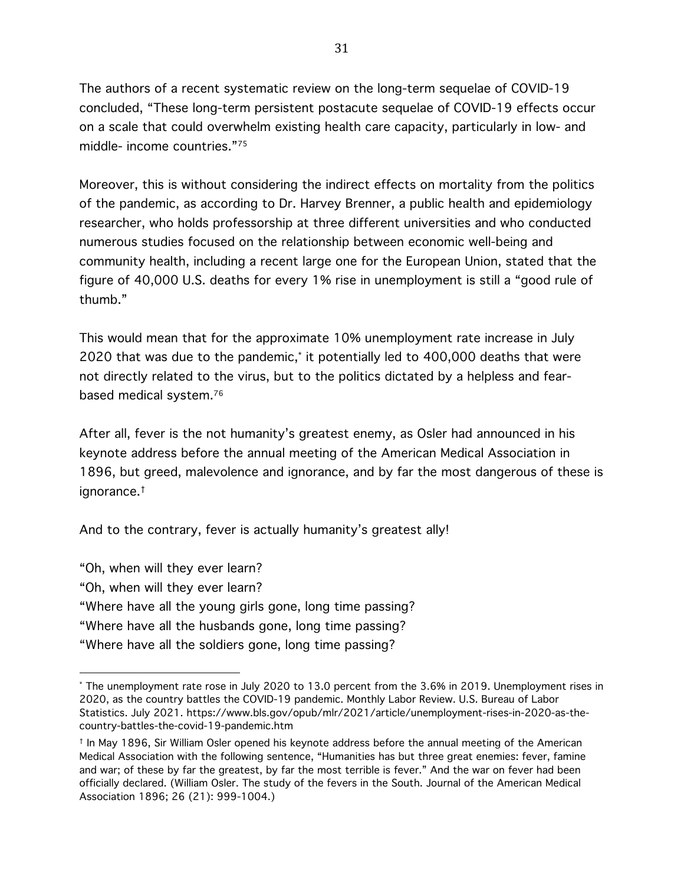The authors of a recent systematic review on the long-term sequelae of COVID-19 concluded, "These long-term persistent postacute sequelae of COVID-19 effects occur on a scale that could overwhelm existing health care capacity, particularly in low- and middle- income countries."[75]

Moreover, this is without considering the indirect effects on mortality from the politics of the pandemic, as according to Dr. Harvey Brenner, a public health and epidemiology researcher, who holds professorship at three different universities and who conducted numerous studies focused on the relationship between economic well-being and community health, including a recent large one for the European Union, stated that the figure of 40,000 U.S. deaths for every 1% rise in unemployment is still a "good rule of thumb."

This would mean that for the approximate 10% unemployment rate increase in July 2020 that was due to the pandemic,[*] it potentially led to 400,000 deaths that were not directly related to the virus, but to the politics dictated by a helpless and fear-based medical system.[76]

After all, fever is the not humanity's greatest enemy, as Osler had announced in his keynote address before the annual meeting of the American Medical Association in 1896, but greed, malevolence and ignorance, and by far the most dangerous of these is ignorance.[†]

And to the contrary, fever is actually humanity's greatest ally!

"Oh, when will they ever learn?
"Oh, when will they ever learn?
"Where have all the young girls gone, long time passing?
"Where have all the husbands gone, long time passing?
"Where have all the soldiers gone, long time passing?

---

[*] The unemployment rate rose in July 2020 to 13.0 percent from the 3.6% in 2019. Unemployment rises in 2020, as the country battles the COVID-19 pandemic. Monthly Labor Review. U.S. Bureau of Labor Statistics. July 2021. https://www.bls.gov/opub/mlr/2021/article/unemployment-rises-in-2020-as-the-country-battles-the-covid-19-pandemic.htm

[†] In May 1896, Sir William Osler opened his keynote address before the annual meeting of the American Medical Association with the following sentence, "Humanities has but three great enemies: fever, famine and war; of these by far the greatest, by far the most terrible is fever." And the war on fever had been officially declared. (William Osler. The study of the fevers in the South. Journal of the American Medical Association 1896; 26 (21): 999-1004.)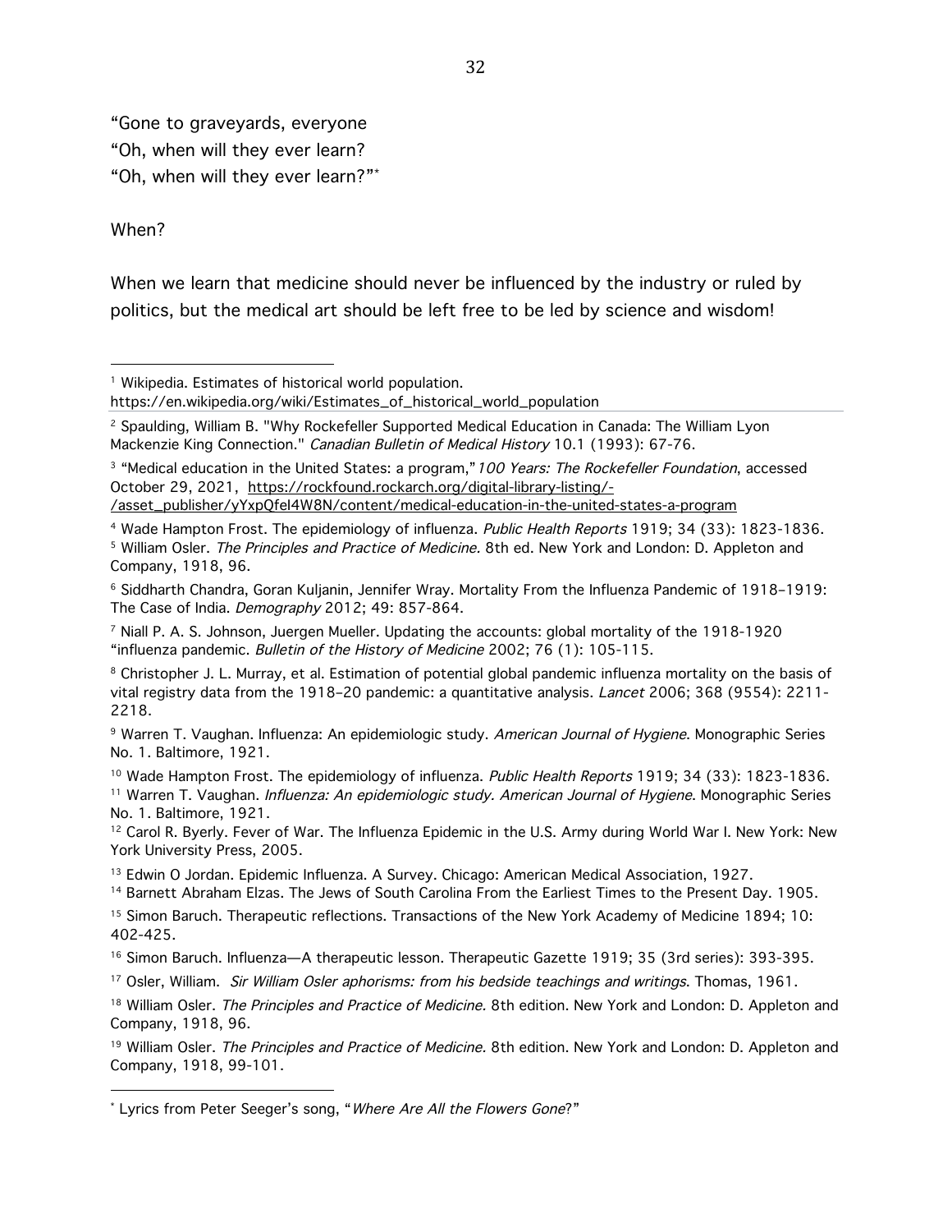"Gone to graveyards, everyone
"Oh, when will they ever learn?
"Oh, when will they ever learn?"[*]

When?

When we learn that medicine should never be influenced by the industry or ruled by politics, but the medical art should be left free to be led by science and wisdom!

---

[1] Wikipedia. Estimates of historical world population. https://en.wikipedia.org/wiki/Estimates_of_historical_world_population

[2] Spaulding, William B. "Why Rockefeller Supported Medical Education in Canada: The William Lyon Mackenzie King Connection." *Canadian Bulletin of Medical History* 10.1 (1993): 67-76.

[3] "Medical education in the United States: a program,"*100 Years: The Rockefeller Foundation*, accessed October 29, 2021, https://rockfound.rockarch.org/digital-library-listing/-/asset_publisher/yYxpQfeI4W8N/content/medical-education-in-the-united-states-a-program

[4] Wade Hampton Frost. The epidemiology of influenza. *Public Health Reports* 1919; 34 (33): 1823-1836.

[5] William Osler. *The Principles and Practice of Medicine.* 8th ed. New York and London: D. Appleton and Company, 1918, 96.

[6] Siddharth Chandra, Goran Kuljanin, Jennifer Wray. Mortality From the Influenza Pandemic of 1918–1919: The Case of India. *Demography* 2012; 49: 857-864.

[7] Niall P. A. S. Johnson, Juergen Mueller. Updating the accounts: global mortality of the 1918-1920 "influenza pandemic. *Bulletin of the History of Medicine* 2002; 76 (1): 105-115.

[8] Christopher J. L. Murray, et al. Estimation of potential global pandemic influenza mortality on the basis of vital registry data from the 1918–20 pandemic: a quantitative analysis. *Lancet* 2006; 368 (9554): 2211-2218.

[9] Warren T. Vaughan. Influenza: An epidemiologic study. *American Journal of Hygiene*. Monographic Series No. 1. Baltimore, 1921.

[10] Wade Hampton Frost. The epidemiology of influenza. *Public Health Reports* 1919; 34 (33): 1823-1836.

[11] Warren T. Vaughan. *Influenza: An epidemiologic study. American Journal of Hygiene*. Monographic Series No. 1. Baltimore, 1921.

[12] Carol R. Byerly. Fever of War. The Influenza Epidemic in the U.S. Army during World War I. New York: New York University Press, 2005.

[13] Edwin O Jordan. Epidemic Influenza. A Survey. Chicago: American Medical Association, 1927.

[14] Barnett Abraham Elzas. The Jews of South Carolina From the Earliest Times to the Present Day. 1905.

[15] Simon Baruch. Therapeutic reflections. Transactions of the New York Academy of Medicine 1894; 10: 402-425.

[16] Simon Baruch. Influenza—A therapeutic lesson. Therapeutic Gazette 1919; 35 (3rd series): 393-395.

[17] Osler, William. *Sir William Osler aphorisms: from his bedside teachings and writings*. Thomas, 1961.

[18] William Osler. *The Principles and Practice of Medicine.* 8th edition. New York and London: D. Appleton and Company, 1918, 96.

[19] William Osler. *The Principles and Practice of Medicine.* 8th edition. New York and London: D. Appleton and Company, 1918, 99-101.

---

[*] Lyrics from Peter Seeger's song, "*Where Are All the Flowers Gone*?"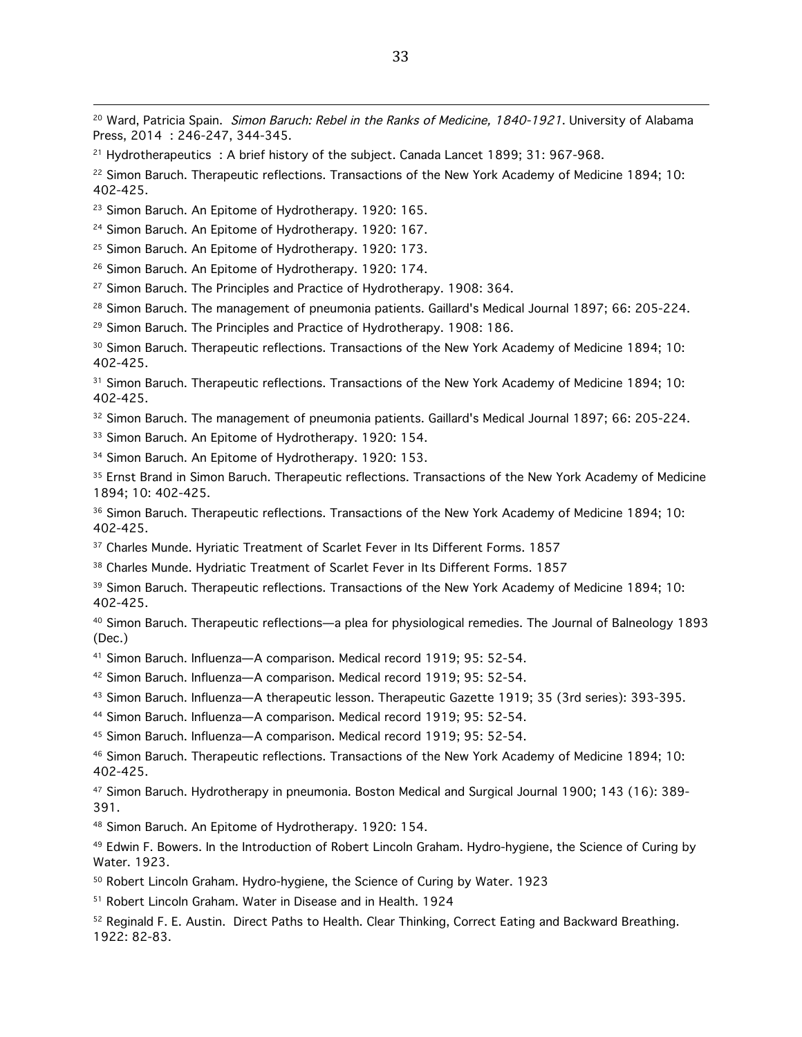[20] Ward, Patricia Spain. *Simon Baruch: Rebel in the Ranks of Medicine, 1840-1921*. University of Alabama Press, 2014 : 246-247, 344-345.

[21] Hydrotherapeutics : A brief history of the subject. Canada Lancet 1899; 31: 967-968.

[22] Simon Baruch. Therapeutic reflections. Transactions of the New York Academy of Medicine 1894; 10: 402-425.

[23] Simon Baruch. An Epitome of Hydrotherapy. 1920: 165.

[24] Simon Baruch. An Epitome of Hydrotherapy. 1920: 167.

[25] Simon Baruch. An Epitome of Hydrotherapy. 1920: 173.

[26] Simon Baruch. An Epitome of Hydrotherapy. 1920: 174.

[27] Simon Baruch. The Principles and Practice of Hydrotherapy. 1908: 364.

[28] Simon Baruch. The management of pneumonia patients. Gaillard's Medical Journal 1897; 66: 205-224.

[29] Simon Baruch. The Principles and Practice of Hydrotherapy. 1908: 186.

[30] Simon Baruch. Therapeutic reflections. Transactions of the New York Academy of Medicine 1894; 10: 402-425.

[31] Simon Baruch. Therapeutic reflections. Transactions of the New York Academy of Medicine 1894; 10: 402-425.

[32] Simon Baruch. The management of pneumonia patients. Gaillard's Medical Journal 1897; 66: 205-224.

[33] Simon Baruch. An Epitome of Hydrotherapy. 1920: 154.

[34] Simon Baruch. An Epitome of Hydrotherapy. 1920: 153.

[35] Ernst Brand in Simon Baruch. Therapeutic reflections. Transactions of the New York Academy of Medicine 1894; 10: 402-425.

[36] Simon Baruch. Therapeutic reflections. Transactions of the New York Academy of Medicine 1894; 10: 402-425.

[37] Charles Munde. Hyriatic Treatment of Scarlet Fever in Its Different Forms. 1857

[38] Charles Munde. Hydriatic Treatment of Scarlet Fever in Its Different Forms. 1857

[39] Simon Baruch. Therapeutic reflections. Transactions of the New York Academy of Medicine 1894; 10: 402-425.

[40] Simon Baruch. Therapeutic reflections—a plea for physiological remedies. The Journal of Balneology 1893 (Dec.)

[41] Simon Baruch. Influenza—A comparison. Medical record 1919; 95: 52-54.

[42] Simon Baruch. Influenza—A comparison. Medical record 1919; 95: 52-54.

[43] Simon Baruch. Influenza—A therapeutic lesson. Therapeutic Gazette 1919; 35 (3rd series): 393-395.

[44] Simon Baruch. Influenza—A comparison. Medical record 1919; 95: 52-54.

[45] Simon Baruch. Influenza—A comparison. Medical record 1919; 95: 52-54.

[46] Simon Baruch. Therapeutic reflections. Transactions of the New York Academy of Medicine 1894; 10: 402-425.

[47] Simon Baruch. Hydrotherapy in pneumonia. Boston Medical and Surgical Journal 1900; 143 (16): 389-391.

[48] Simon Baruch. An Epitome of Hydrotherapy. 1920: 154.

[49] Edwin F. Bowers. In the Introduction of Robert Lincoln Graham. Hydro-hygiene, the Science of Curing by Water. 1923.

[50] Robert Lincoln Graham. Hydro-hygiene, the Science of Curing by Water. 1923

[51] Robert Lincoln Graham. Water in Disease and in Health. 1924

[52] Reginald F. E. Austin. Direct Paths to Health. Clear Thinking, Correct Eating and Backward Breathing. 1922: 82-83.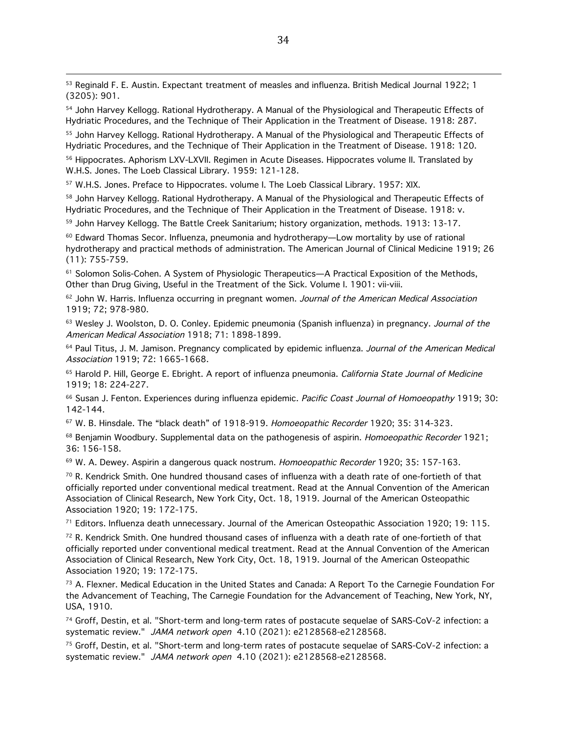[53] Reginald F. E. Austin. Expectant treatment of measles and influenza. British Medical Journal 1922; 1 (3205): 901.

[54] John Harvey Kellogg. Rational Hydrotherapy. A Manual of the Physiological and Therapeutic Effects of Hydriatic Procedures, and the Technique of Their Application in the Treatment of Disease. 1918: 287.

[55] John Harvey Kellogg. Rational Hydrotherapy. A Manual of the Physiological and Therapeutic Effects of Hydriatic Procedures, and the Technique of Their Application in the Treatment of Disease. 1918: 120.

[56] Hippocrates. Aphorism LXV-LXVII. Regimen in Acute Diseases. Hippocrates volume II. Translated by W.H.S. Jones. The Loeb Classical Library. 1959: 121-128.

[57] W.H.S. Jones. Preface to Hippocrates. volume I. The Loeb Classical Library. 1957: XIX.

[58] John Harvey Kellogg. Rational Hydrotherapy. A Manual of the Physiological and Therapeutic Effects of Hydriatic Procedures, and the Technique of Their Application in the Treatment of Disease. 1918: v.

[59] John Harvey Kellogg. The Battle Creek Sanitarium; history organization, methods. 1913: 13-17.

[60] Edward Thomas Secor. Influenza, pneumonia and hydrotherapy—Low mortality by use of rational hydrotherapy and practical methods of administration. The American Journal of Clinical Medicine 1919; 26 (11): 755-759.

[61] Solomon Solis-Cohen. A System of Physiologic Therapeutics—A Practical Exposition of the Methods, Other than Drug Giving, Useful in the Treatment of the Sick. Volume I. 1901: vii-viii.

[62] John W. Harris. Influenza occurring in pregnant women. *Journal of the American Medical Association* 1919; 72; 978-980.

[63] Wesley J. Woolston, D. O. Conley. Epidemic pneumonia (Spanish influenza) in pregnancy. *Journal of the American Medical Association* 1918; 71: 1898-1899.

[64] Paul Titus, J. M. Jamison. Pregnancy complicated by epidemic influenza. *Journal of the American Medical Association* 1919; 72: 1665-1668.

[65] Harold P. Hill, George E. Ebright. A report of influenza pneumonia. *California State Journal of Medicine* 1919; 18: 224-227.

[66] Susan J. Fenton. Experiences during influenza epidemic. *Pacific Coast Journal of Homoeopathy* 1919; 30: 142-144.

[67] W. B. Hinsdale. The "black death" of 1918-919. *Homoeopathic Recorder* 1920; 35: 314-323.

[68] Benjamin Woodbury. Supplemental data on the pathogenesis of aspirin. *Homoeopathic Recorder* 1921; 36: 156-158.

[69] W. A. Dewey. Aspirin a dangerous quack nostrum. *Homoeopathic Recorder* 1920; 35: 157-163.

[70] R. Kendrick Smith. One hundred thousand cases of influenza with a death rate of one-fortieth of that officially reported under conventional medical treatment. Read at the Annual Convention of the American Association of Clinical Research, New York City, Oct. 18, 1919. Journal of the American Osteopathic Association 1920; 19: 172-175.

[71] Editors. Influenza death unnecessary. Journal of the American Osteopathic Association 1920; 19: 115.

[72] R. Kendrick Smith. One hundred thousand cases of influenza with a death rate of one-fortieth of that officially reported under conventional medical treatment. Read at the Annual Convention of the American Association of Clinical Research, New York City, Oct. 18, 1919. Journal of the American Osteopathic Association 1920; 19: 172-175.

[73] A. Flexner. Medical Education in the United States and Canada: A Report To the Carnegie Foundation For the Advancement of Teaching, The Carnegie Foundation for the Advancement of Teaching, New York, NY, USA, 1910.

[74] Groff, Destin, et al. "Short-term and long-term rates of postacute sequelae of SARS-CoV-2 infection: a systematic review." *JAMA network open* 4.10 (2021): e2128568-e2128568.

[75] Groff, Destin, et al. "Short-term and long-term rates of postacute sequelae of SARS-CoV-2 infection: a systematic review." *JAMA network open* 4.10 (2021): e2128568-e2128568.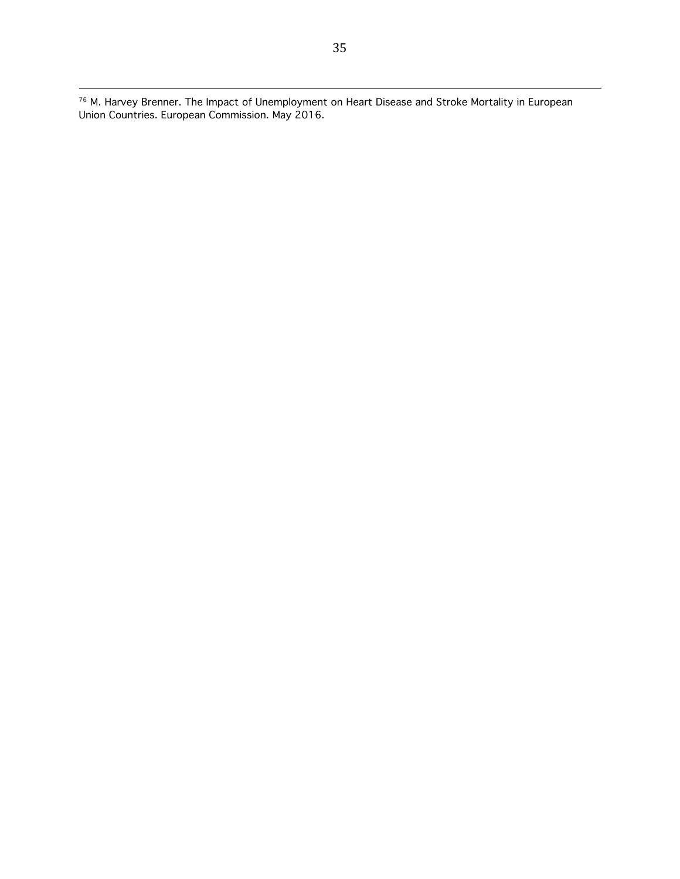[76] M. Harvey Brenner. The Impact of Unemployment on Heart Disease and Stroke Mortality in European Union Countries. European Commission. May 2016.